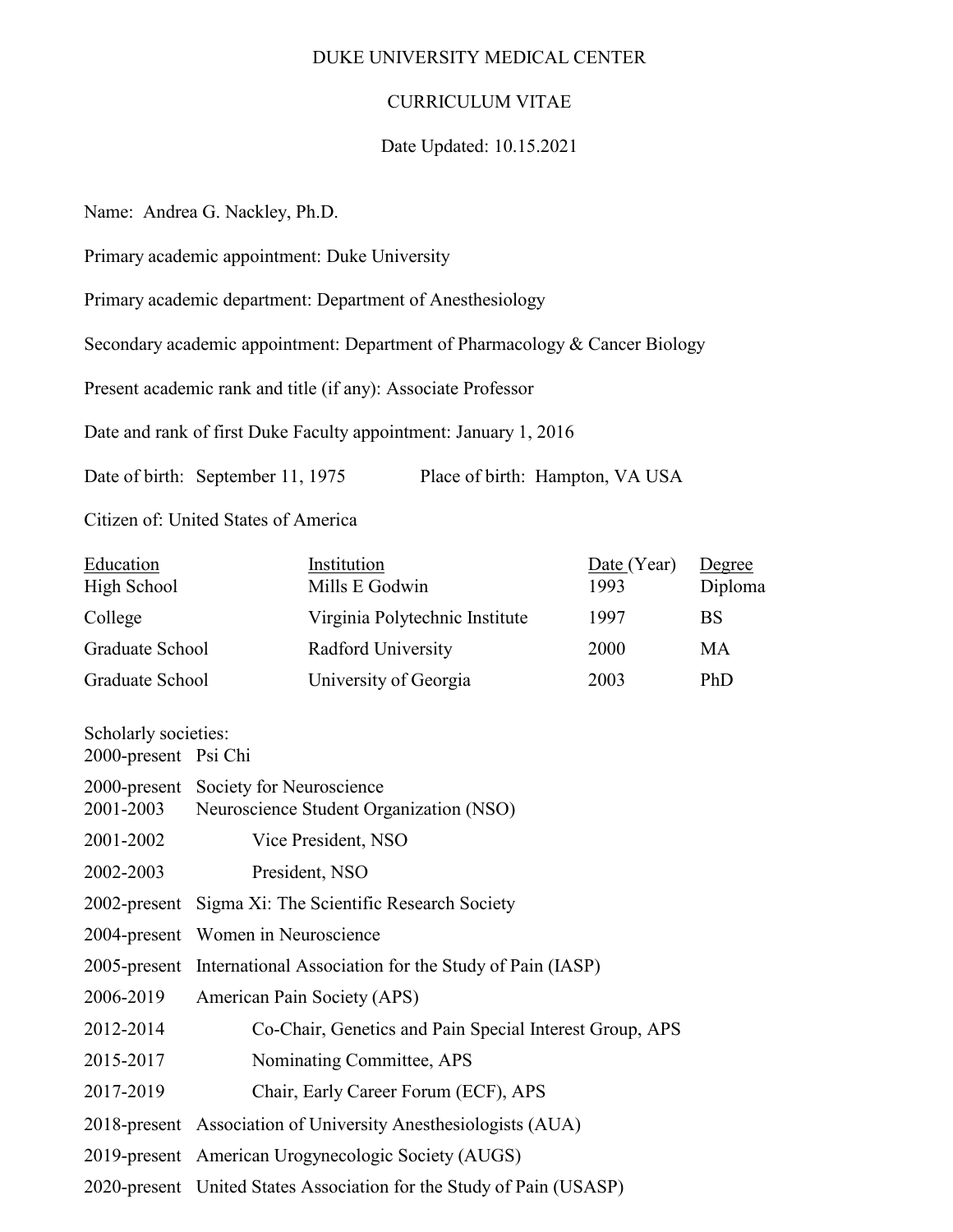# DUKE UNIVERSITY MEDICAL CENTER

## CURRICULUM VITAE

Date Updated: 10.15.2021

Name: Andrea G. Nackley, Ph.D.

Primary academic appointment: Duke University

Primary academic department: Department of Anesthesiology

Secondary academic appointment: Department of Pharmacology & Cancer Biology

Present academic rank and title (if any): Associate Professor

Date and rank of first Duke Faculty appointment: January 1, 2016

Date of birth: September 11, 1975 Place of birth: Hampton, VA USA

Citizen of: United States of America

| Education | Institution | Date (Year) | Degree |
|---|---|---|---|
| High School | Mills E Godwin | 1993 | Diploma |
| College | Virginia Polytechnic Institute | 1997 | BS |
| Graduate School | Radford University | 2000 | MA |
| Graduate School | University of Georgia | 2003 | PhD |

Scholarly societies:

- 2000-present Psi Chi
- 2000-present Society for Neuroscience
- 2001-2003 Neuroscience Student Organization (NSO)
  - 2001-2002 Vice President, NSO
  - 2002-2003 President, NSO
- 2002-present Sigma Xi: The Scientific Research Society
- 2004-present Women in Neuroscience
- 2005-present International Association for the Study of Pain (IASP)
- 2006-2019 American Pain Society (APS)
  - 2012-2014 Co-Chair, Genetics and Pain Special Interest Group, APS
  - 2015-2017 Nominating Committee, APS
  - 2017-2019 Chair, Early Career Forum (ECF), APS
- 2018-present Association of University Anesthesiologists (AUA)
- 2019-present American Urogynecologic Society (AUGS)
- 2020-present United States Association for the Study of Pain (USASP)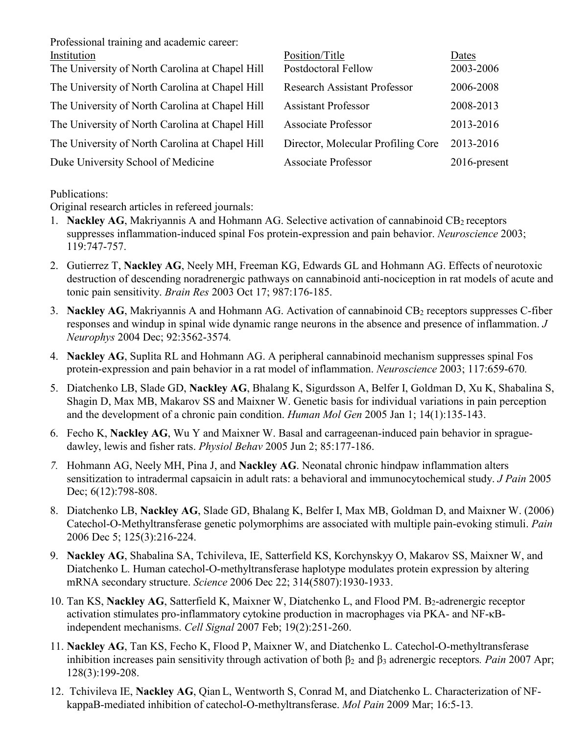Professional training and academic career:

| Institution | Position/Title | Dates |
|---|---|---|
| The University of North Carolina at Chapel Hill | Postdoctoral Fellow | 2003-2006 |
| The University of North Carolina at Chapel Hill | Research Assistant Professor | 2006-2008 |
| The University of North Carolina at Chapel Hill | Assistant Professor | 2008-2013 |
| The University of North Carolina at Chapel Hill | Associate Professor | 2013-2016 |
| The University of North Carolina at Chapel Hill | Director, Molecular Profiling Core | 2013-2016 |
| Duke University School of Medicine | Associate Professor | 2016-present |

Publications:

Original research articles in refereed journals:

1. **Nackley AG**, Makriyannis A and Hohmann AG. Selective activation of cannabinoid $CB_2$ receptors suppresses inflammation-induced spinal Fos protein-expression and pain behavior. *Neuroscience* 2003; 119:747-757.
2. Gutierrez T, **Nackley AG**, Neely MH, Freeman KG, Edwards GL and Hohmann AG. Effects of neurotoxic destruction of descending noradrenergic pathways on cannabinoid anti-nociception in rat models of acute and tonic pain sensitivity. *Brain Res* 2003 Oct 17; 987:176-185.
3. **Nackley AG**, Makriyannis A and Hohmann AG. Activation of cannabinoid $CB_2$ receptors suppresses C-fiber responses and windup in spinal wide dynamic range neurons in the absence and presence of inflammation. *J Neurophys* 2004 Dec; 92:3562-3574.
4. **Nackley AG**, Suplita RL and Hohmann AG. A peripheral cannabinoid mechanism suppresses spinal Fos protein-expression and pain behavior in a rat model of inflammation. *Neuroscience* 2003; 117:659-670.
5. Diatchenko LB, Slade GD, **Nackley AG**, Bhalang K, Sigurdsson A, Belfer I, Goldman D, Xu K, Shabalina S, Shagin D, Max MB, Makarov SS and Maixner W. Genetic basis for individual variations in pain perception and the development of a chronic pain condition. *Human Mol Gen* 2005 Jan 1; 14(1):135-143.
6. Fecho K, **Nackley AG**, Wu Y and Maixner W. Basal and carrageenan-induced pain behavior in sprague-dawley, lewis and fisher rats. *Physiol Behav* 2005 Jun 2; 85:177-186.
7. Hohmann AG, Neely MH, Pina J, and **Nackley AG**. Neonatal chronic hindpaw inflammation alters sensitization to intradermal capsaicin in adult rats: a behavioral and immunocytochemical study. *J Pain* 2005 Dec; 6(12):798-808.
8. Diatchenko LB, **Nackley AG**, Slade GD, Bhalang K, Belfer I, Max MB, Goldman D, and Maixner W. (2006) Catechol-O-Methyltransferase genetic polymorphims are associated with multiple pain-evoking stimuli. *Pain* 2006 Dec 5; 125(3):216-224.
9. **Nackley AG**, Shabalina SA, Tchivileva, IE, Satterfield KS, Korchynskyy O, Makarov SS, Maixner W, and Diatchenko L. Human catechol-O-methyltransferase haplotype modulates protein expression by altering mRNA secondary structure. *Science* 2006 Dec 22; 314(5807):1930-1933.
10. Tan KS, **Nackley AG**, Satterfield K, Maixner W, Diatchenko L, and Flood PM. $B_2$-adrenergic receptor activation stimulates pro-inflammatory cytokine production in macrophages via PKA- and NF-κB-independent mechanisms. *Cell Signal* 2007 Feb; 19(2):251-260.
11. **Nackley AG**, Tan KS, Fecho K, Flood P, Maixner W, and Diatchenko L. Catechol-O-methyltransferase inhibition increases pain sensitivity through activation of both $\beta_2$ and $\beta_3$ adrenergic receptors. *Pain* 2007 Apr; 128(3):199-208.
12. Tchivileva IE, **Nackley AG**, Qian L, Wentworth S, Conrad M, and Diatchenko L. Characterization of NF-kappaB-mediated inhibition of catechol-O-methyltransferase. *Mol Pain* 2009 Mar; 16:5-13.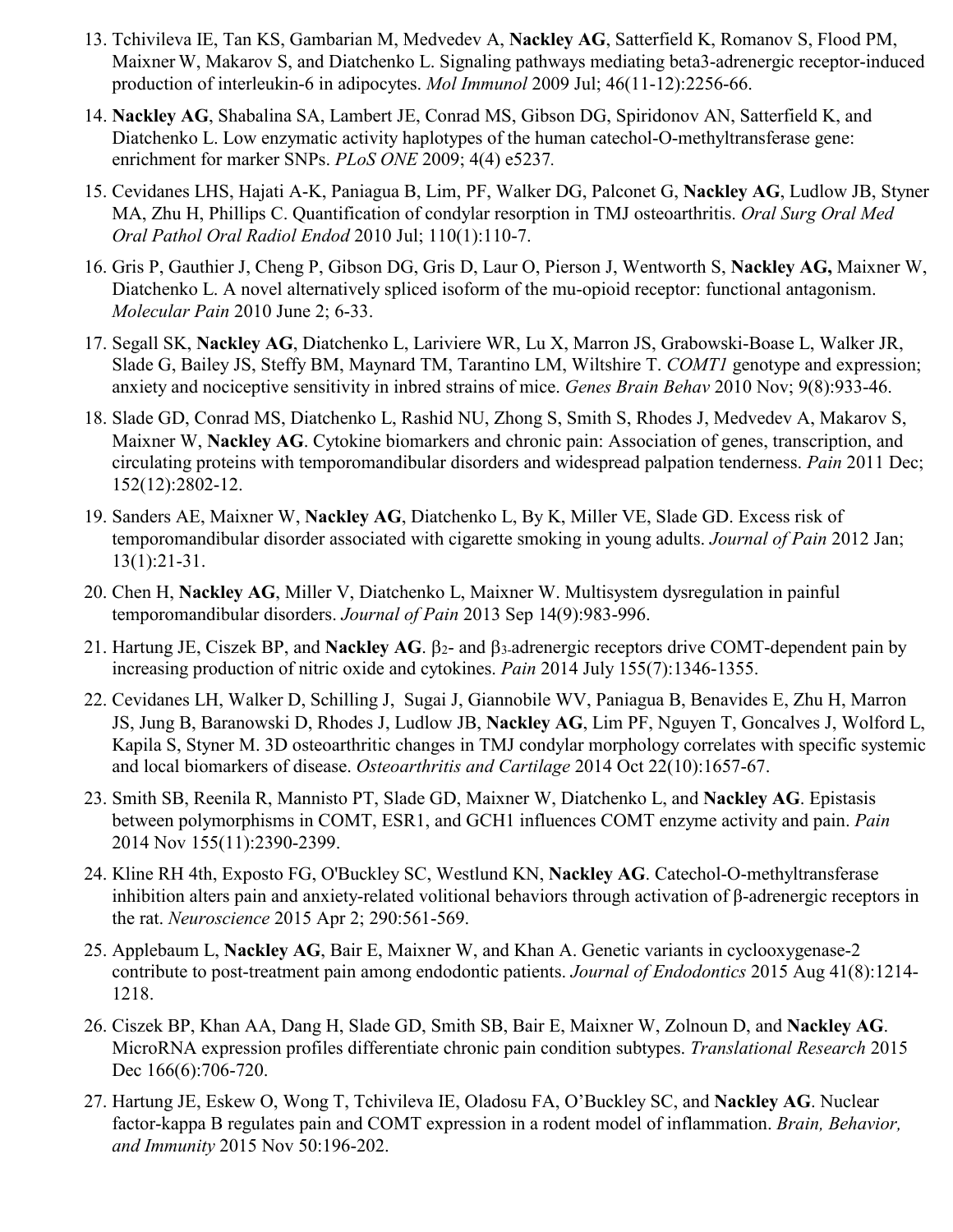13. Tchivileva IE, Tan KS, Gambarian M, Medvedev A, **Nackley AG**, Satterfield K, Romanov S, Flood PM, Maixner W, Makarov S, and Diatchenko L. Signaling pathways mediating beta3-adrenergic receptor-induced production of interleukin-6 in adipocytes. *Mol Immunol* 2009 Jul; 46(11-12):2256-66.

14. **Nackley AG**, Shabalina SA, Lambert JE, Conrad MS, Gibson DG, Spiridonov AN, Satterfield K, and Diatchenko L. Low enzymatic activity haplotypes of the human catechol-O-methyltransferase gene: enrichment for marker SNPs. *PLoS ONE* 2009; 4(4) e5237.

15. Cevidanes LHS, Hajati A-K, Paniagua B, Lim, PF, Walker DG, Palconet G, **Nackley AG**, Ludlow JB, Styner MA, Zhu H, Phillips C. Quantification of condylar resorption in TMJ osteoarthritis. *Oral Surg Oral Med Oral Pathol Oral Radiol Endod* 2010 Jul; 110(1):110-7.

16. Gris P, Gauthier J, Cheng P, Gibson DG, Gris D, Laur O, Pierson J, Wentworth S, **Nackley AG,** Maixner W, Diatchenko L. A novel alternatively spliced isoform of the mu-opioid receptor: functional antagonism. *Molecular Pain* 2010 June 2; 6-33.

17. Segall SK, **Nackley AG**, Diatchenko L, Lariviere WR, Lu X, Marron JS, Grabowski-Boase L, Walker JR, Slade G, Bailey JS, Steffy BM, Maynard TM, Tarantino LM, Wiltshire T. *COMT1* genotype and expression; anxiety and nociceptive sensitivity in inbred strains of mice. *Genes Brain Behav* 2010 Nov; 9(8):933-46.

18. Slade GD, Conrad MS, Diatchenko L, Rashid NU, Zhong S, Smith S, Rhodes J, Medvedev A, Makarov S, Maixner W, **Nackley AG**. Cytokine biomarkers and chronic pain: Association of genes, transcription, and circulating proteins with temporomandibular disorders and widespread palpation tenderness. *Pain* 2011 Dec; 152(12):2802-12.

19. Sanders AE, Maixner W, **Nackley AG**, Diatchenko L, By K, Miller VE, Slade GD. Excess risk of temporomandibular disorder associated with cigarette smoking in young adults. *Journal of Pain* 2012 Jan; 13(1):21-31.

20. Chen H, **Nackley AG**, Miller V, Diatchenko L, Maixner W. Multisystem dysregulation in painful temporomandibular disorders. *Journal of Pain* 2013 Sep 14(9):983-996.

21. Hartung JE, Ciszek BP, and **Nackley AG**. $\beta_2$- and $\beta_3$-adrenergic receptors drive COMT-dependent pain by increasing production of nitric oxide and cytokines. *Pain* 2014 July 155(7):1346-1355.

22. Cevidanes LH, Walker D, Schilling J, Sugai J, Giannobile WV, Paniagua B, Benavides E, Zhu H, Marron JS, Jung B, Baranowski D, Rhodes J, Ludlow JB, **Nackley AG**, Lim PF, Nguyen T, Goncalves J, Wolford L, Kapila S, Styner M. 3D osteoarthritic changes in TMJ condylar morphology correlates with specific systemic and local biomarkers of disease. *Osteoarthritis and Cartilage* 2014 Oct 22(10):1657-67.

23. Smith SB, Reenila R, Mannisto PT, Slade GD, Maixner W, Diatchenko L, and **Nackley AG**. Epistasis between polymorphisms in COMT, ESR1, and GCH1 influences COMT enzyme activity and pain. *Pain* 2014 Nov 155(11):2390-2399.

24. Kline RH 4th, Exposto FG, O'Buckley SC, Westlund KN, **Nackley AG**. Catechol-O-methyltransferase inhibition alters pain and anxiety-related volitional behaviors through activation of β-adrenergic receptors in the rat. *Neuroscience* 2015 Apr 2; 290:561-569.

25. Applebaum L, **Nackley AG**, Bair E, Maixner W, and Khan A. Genetic variants in cyclooxygenase-2 contribute to post-treatment pain among endodontic patients. *Journal of Endodontics* 2015 Aug 41(8):1214-1218.

26. Ciszek BP, Khan AA, Dang H, Slade GD, Smith SB, Bair E, Maixner W, Zolnoun D, and **Nackley AG**. MicroRNA expression profiles differentiate chronic pain condition subtypes. *Translational Research* 2015 Dec 166(6):706-720.

27. Hartung JE, Eskew O, Wong T, Tchivileva IE, Oladosu FA, O'Buckley SC, and **Nackley AG**. Nuclear factor-kappa B regulates pain and COMT expression in a rodent model of inflammation. *Brain, Behavior, and Immunity* 2015 Nov 50:196-202.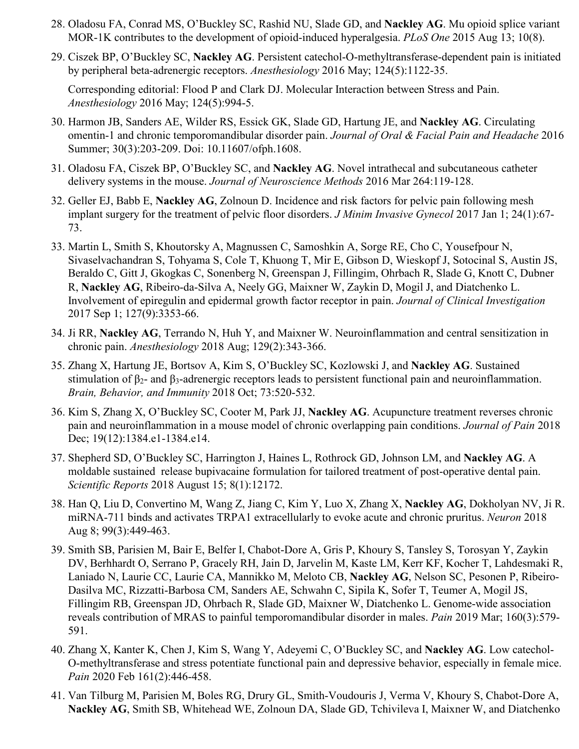28. Oladosu FA, Conrad MS, O'Buckley SC, Rashid NU, Slade GD, and **Nackley AG**. Mu opioid splice variant MOR-1K contributes to the development of opioid-induced hyperalgesia. *PLoS One* 2015 Aug 13; 10(8).

29. Ciszek BP, O'Buckley SC, **Nackley AG**. Persistent catechol-O-methyltransferase-dependent pain is initiated by peripheral beta-adrenergic receptors. *Anesthesiology* 2016 May; 124(5):1122-35.

    Corresponding editorial: Flood P and Clark DJ. Molecular Interaction between Stress and Pain. *Anesthesiology* 2016 May; 124(5):994-5.

30. Harmon JB, Sanders AE, Wilder RS, Essick GK, Slade GD, Hartung JE, and **Nackley AG**. Circulating omentin-1 and chronic temporomandibular disorder pain. *Journal of Oral & Facial Pain and Headache* 2016 Summer; 30(3):203-209. Doi: 10.11607/ofph.1608.

31. Oladosu FA, Ciszek BP, O'Buckley SC, and **Nackley AG**. Novel intrathecal and subcutaneous catheter delivery systems in the mouse. *Journal of Neuroscience Methods* 2016 Mar 264:119-128.

32. Geller EJ, Babb E, **Nackley AG**, Zolnoun D. Incidence and risk factors for pelvic pain following mesh implant surgery for the treatment of pelvic floor disorders. *J Minim Invasive Gynecol* 2017 Jan 1; 24(1):67-73.

33. Martin L, Smith S, Khoutorsky A, Magnussen C, Samoshkin A, Sorge RE, Cho C, Yousefpour N, Sivaselvachandran S, Tohyama S, Cole T, Khuong T, Mir E, Gibson D, Wieskopf J, Sotocinal S, Austin JS, Beraldo C, Gitt J, Gkogkas C, Sonenberg N, Greenspan J, Fillingim, Ohrbach R, Slade G, Knott C, Dubner R, **Nackley AG**, Ribeiro-da-Silva A, Neely GG, Maixner W, Zaykin D, Mogil J, and Diatchenko L. Involvement of epiregulin and epidermal growth factor receptor in pain. *Journal of Clinical Investigation* 2017 Sep 1; 127(9):3353-66.

34. Ji RR, **Nackley AG**, Terrando N, Huh Y, and Maixner W. Neuroinflammation and central sensitization in chronic pain. *Anesthesiology* 2018 Aug; 129(2):343-366.

35. Zhang X, Hartung JE, Bortsov A, Kim S, O'Buckley SC, Kozlowski J, and **Nackley AG**. Sustained stimulation of $\beta_2$- and $\beta_3$-adrenergic receptors leads to persistent functional pain and neuroinflammation. *Brain, Behavior, and Immunity* 2018 Oct; 73:520-532.

36. Kim S, Zhang X, O'Buckley SC, Cooter M, Park JJ, **Nackley AG**. Acupuncture treatment reverses chronic pain and neuroinflammation in a mouse model of chronic overlapping pain conditions. *Journal of Pain* 2018 Dec; 19(12):1384.e1-1384.e14.

37. Shepherd SD, O'Buckley SC, Harrington J, Haines L, Rothrock GD, Johnson LM, and **Nackley AG**. A moldable sustained release bupivacaine formulation for tailored treatment of post-operative dental pain. *Scientific Reports* 2018 August 15; 8(1):12172.

38. Han Q, Liu D, Convertino M, Wang Z, Jiang C, Kim Y, Luo X, Zhang X, **Nackley AG**, Dokholyan NV, Ji R. miRNA-711 binds and activates TRPA1 extracellularly to evoke acute and chronic pruritus. *Neuron* 2018 Aug 8; 99(3):449-463.

39. Smith SB, Parisien M, Bair E, Belfer I, Chabot-Dore A, Gris P, Khoury S, Tansley S, Torosyan Y, Zaykin DV, Berhhardt O, Serrano P, Gracely RH, Jain D, Jarvelin M, Kaste LM, Kerr KF, Kocher T, Lahdesmaki R, Laniado N, Laurie CC, Laurie CA, Mannikko M, Meloto CB, **Nackley AG**, Nelson SC, Pesonen P, Ribeiro-Dasilva MC, Rizzatti-Barbosa CM, Sanders AE, Schwahn C, Sipila K, Sofer T, Teumer A, Mogil JS, Fillingim RB, Greenspan JD, Ohrbach R, Slade GD, Maixner W, Diatchenko L. Genome-wide association reveals contribution of MRAS to painful temporomandibular disorder in males. *Pain* 2019 Mar; 160(3):579-591.

40. Zhang X, Kanter K, Chen J, Kim S, Wang Y, Adeyemi C, O'Buckley SC, and **Nackley AG**. Low catechol-O-methyltransferase and stress potentiate functional pain and depressive behavior, especially in female mice. *Pain* 2020 Feb 161(2):446-458.

41. Van Tilburg M, Parisien M, Boles RG, Drury GL, Smith-Voudouris J, Verma V, Khoury S, Chabot-Dore A, **Nackley AG**, Smith SB, Whitehead WE, Zolnoun DA, Slade GD, Tchivileva I, Maixner W, and Diatchenko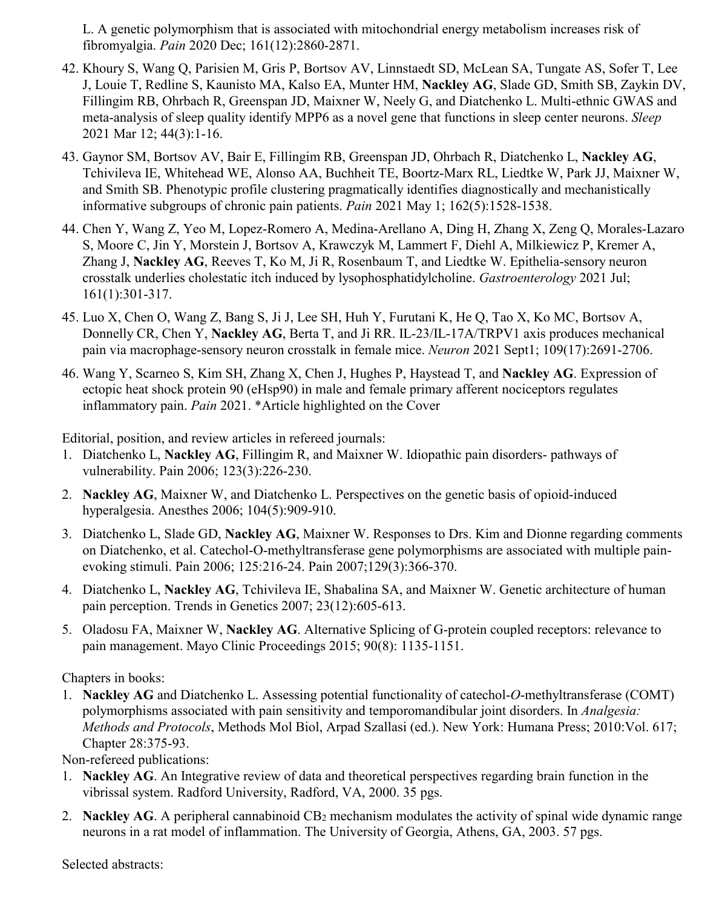L. A genetic polymorphism that is associated with mitochondrial energy metabolism increases risk of fibromyalgia. *Pain* 2020 Dec; 161(12):2860-2871.

42. Khoury S, Wang Q, Parisien M, Gris P, Bortsov AV, Linnstaedt SD, McLean SA, Tungate AS, Sofer T, Lee J, Louie T, Redline S, Kaunisto MA, Kalso EA, Munter HM, **Nackley AG**, Slade GD, Smith SB, Zaykin DV, Fillingim RB, Ohrbach R, Greenspan JD, Maixner W, Neely G, and Diatchenko L. Multi-ethnic GWAS and meta-analysis of sleep quality identify MPP6 as a novel gene that functions in sleep center neurons. *Sleep* 2021 Mar 12; 44(3):1-16.

43. Gaynor SM, Bortsov AV, Bair E, Fillingim RB, Greenspan JD, Ohrbach R, Diatchenko L, **Nackley AG**, Tchivileva IE, Whitehead WE, Alonso AA, Buchheit TE, Boortz-Marx RL, Liedtke W, Park JJ, Maixner W, and Smith SB. Phenotypic profile clustering pragmatically identifies diagnostically and mechanistically informative subgroups of chronic pain patients. *Pain* 2021 May 1; 162(5):1528-1538.

44. Chen Y, Wang Z, Yeo M, Lopez-Romero A, Medina-Arellano A, Ding H, Zhang X, Zeng Q, Morales-Lazaro S, Moore C, Jin Y, Morstein J, Bortsov A, Krawczyk M, Lammert F, Diehl A, Milkiewicz P, Kremer A, Zhang J, **Nackley AG**, Reeves T, Ko M, Ji R, Rosenbaum T, and Liedtke W. Epithelia-sensory neuron crosstalk underlies cholestatic itch induced by lysophosphatidylcholine. *Gastroenterology* 2021 Jul; 161(1):301-317.

45. Luo X, Chen O, Wang Z, Bang S, Ji J, Lee SH, Huh Y, Furutani K, He Q, Tao X, Ko MC, Bortsov A, Donnelly CR, Chen Y, **Nackley AG**, Berta T, and Ji RR. IL-23/IL-17A/TRPV1 axis produces mechanical pain via macrophage-sensory neuron crosstalk in female mice. *Neuron* 2021 Sept1; 109(17):2691-2706.

46. Wang Y, Scarneo S, Kim SH, Zhang X, Chen J, Hughes P, Haystead T, and **Nackley AG**. Expression of ectopic heat shock protein 90 (eHsp90) in male and female primary afferent nociceptors regulates inflammatory pain. *Pain* 2021. *Article highlighted on the Cover

Editorial, position, and review articles in refereed journals:

1. Diatchenko L, **Nackley AG**, Fillingim R, and Maixner W. Idiopathic pain disorders- pathways of vulnerability. Pain 2006; 123(3):226-230.

2. **Nackley AG**, Maixner W, and Diatchenko L. Perspectives on the genetic basis of opioid-induced hyperalgesia. Anesthes 2006; 104(5):909-910.

3. Diatchenko L, Slade GD, **Nackley AG**, Maixner W. Responses to Drs. Kim and Dionne regarding comments on Diatchenko, et al. Catechol-O-methyltransferase gene polymorphisms are associated with multiple pain-evoking stimuli. Pain 2006; 125:216-24. Pain 2007;129(3):366-370.

4. Diatchenko L, **Nackley AG**, Tchivileva IE, Shabalina SA, and Maixner W. Genetic architecture of human pain perception. Trends in Genetics 2007; 23(12):605-613.

5. Oladosu FA, Maixner W, **Nackley AG**. Alternative Splicing of G-protein coupled receptors: relevance to pain management. Mayo Clinic Proceedings 2015; 90(8): 1135-1151.

Chapters in books:

1. **Nackley AG** and Diatchenko L. Assessing potential functionality of catechol-*O*-methyltransferase (COMT) polymorphisms associated with pain sensitivity and temporomandibular joint disorders. In *Analgesia: Methods and Protocols*, Methods Mol Biol, Arpad Szallasi (ed.). New York: Humana Press; 2010:Vol. 617; Chapter 28:375-93.

Non-refereed publications:

1. **Nackley AG**. An Integrative review of data and theoretical perspectives regarding brain function in the vibrissal system. Radford University, Radford, VA, 2000. 35 pgs.

2. **Nackley AG**. A peripheral cannabinoid $CB_2$ mechanism modulates the activity of spinal wide dynamic range neurons in a rat model of inflammation. The University of Georgia, Athens, GA, 2003. 57 pgs.

Selected abstracts: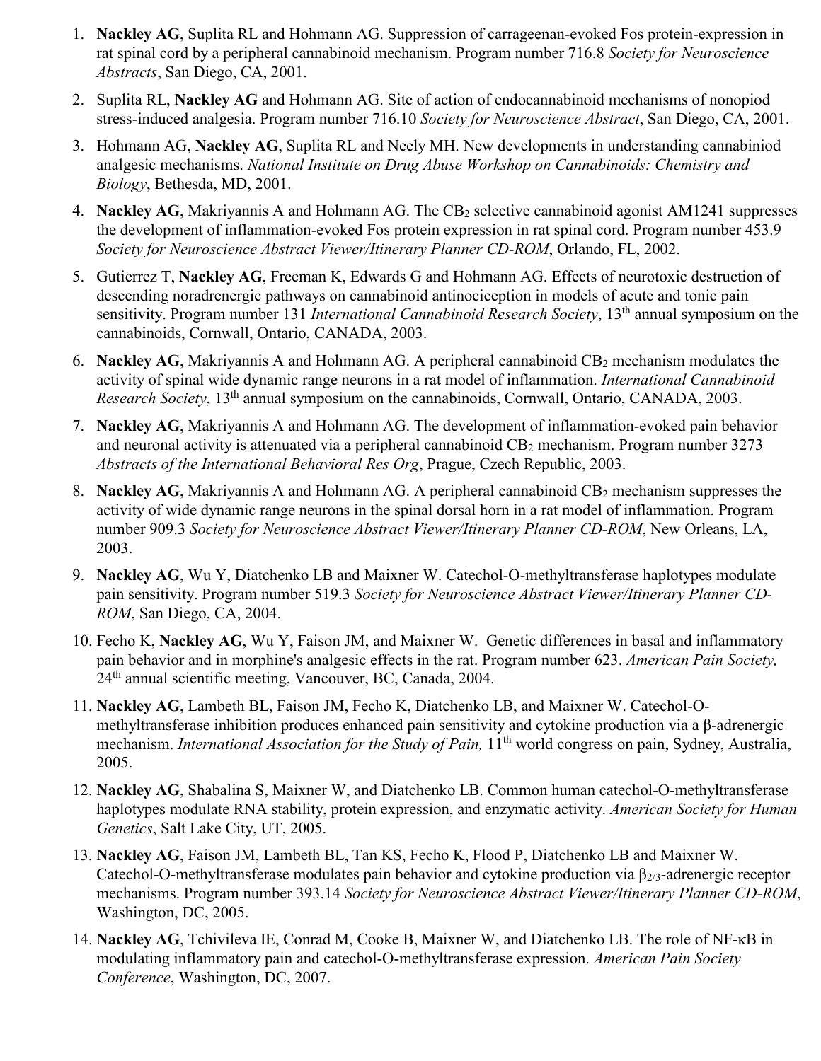1. **Nackley AG**, Suplita RL and Hohmann AG. Suppression of carrageenan-evoked Fos protein-expression in rat spinal cord by a peripheral cannabinoid mechanism. Program number 716.8 *Society for Neuroscience Abstracts*, San Diego, CA, 2001.
2. Suplita RL, **Nackley AG** and Hohmann AG. Site of action of endocannabinoid mechanisms of nonopiod stress-induced analgesia. Program number 716.10 *Society for Neuroscience Abstract*, San Diego, CA, 2001.
3. Hohmann AG, **Nackley AG**, Suplita RL and Neely MH. New developments in understanding cannabiniod analgesic mechanisms. *National Institute on Drug Abuse Workshop on Cannabinoids: Chemistry and Biology*, Bethesda, MD, 2001.
4. **Nackley AG**, Makriyannis A and Hohmann AG. The $CB_2$ selective cannabinoid agonist AM1241 suppresses the development of inflammation-evoked Fos protein expression in rat spinal cord. Program number 453.9 *Society for Neuroscience Abstract Viewer/Itinerary Planner CD-ROM*, Orlando, FL, 2002.
5. Gutierrez T, **Nackley AG**, Freeman K, Edwards G and Hohmann AG. Effects of neurotoxic destruction of descending noradrenergic pathways on cannabinoid antinociception in models of acute and tonic pain sensitivity. Program number 131 *International Cannabinoid Research Society*, 13th annual symposium on the cannabinoids, Cornwall, Ontario, CANADA, 2003.
6. **Nackley AG**, Makriyannis A and Hohmann AG. A peripheral cannabinoid $CB_2$ mechanism modulates the activity of spinal wide dynamic range neurons in a rat model of inflammation. *International Cannabinoid Research Society*, 13th annual symposium on the cannabinoids, Cornwall, Ontario, CANADA, 2003.
7. **Nackley AG**, Makriyannis A and Hohmann AG. The development of inflammation-evoked pain behavior and neuronal activity is attenuated via a peripheral cannabinoid $CB_2$ mechanism. Program number 3273 *Abstracts of the International Behavioral Res Org*, Prague, Czech Republic, 2003.
8. **Nackley AG**, Makriyannis A and Hohmann AG. A peripheral cannabinoid $CB_2$ mechanism suppresses the activity of wide dynamic range neurons in the spinal dorsal horn in a rat model of inflammation. Program number 909.3 *Society for Neuroscience Abstract Viewer/Itinerary Planner CD-ROM*, New Orleans, LA, 2003.
9. **Nackley AG**, Wu Y, Diatchenko LB and Maixner W. Catechol-O-methyltransferase haplotypes modulate pain sensitivity. Program number 519.3 *Society for Neuroscience Abstract Viewer/Itinerary Planner CD-ROM*, San Diego, CA, 2004.
10. Fecho K, **Nackley AG**, Wu Y, Faison JM, and Maixner W. Genetic differences in basal and inflammatory pain behavior and in morphine's analgesic effects in the rat. Program number 623. *American Pain Society,* 24th annual scientific meeting, Vancouver, BC, Canada, 2004.
11. **Nackley AG**, Lambeth BL, Faison JM, Fecho K, Diatchenko LB, and Maixner W. Catechol-O-methyltransferase inhibition produces enhanced pain sensitivity and cytokine production via a β-adrenergic mechanism. *International Association for the Study of Pain,* 11th world congress on pain, Sydney, Australia, 2005.
12. **Nackley AG**, Shabalina S, Maixner W, and Diatchenko LB. Common human catechol-O-methyltransferase haplotypes modulate RNA stability, protein expression, and enzymatic activity. *American Society for Human Genetics*, Salt Lake City, UT, 2005.
13. **Nackley AG**, Faison JM, Lambeth BL, Tan KS, Fecho K, Flood P, Diatchenko LB and Maixner W. Catechol-O-methyltransferase modulates pain behavior and cytokine production via $\beta_{2/3}$-adrenergic receptor mechanisms. Program number 393.14 *Society for Neuroscience Abstract Viewer/Itinerary Planner CD-ROM*, Washington, DC, 2005.
14. **Nackley AG**, Tchivileva IE, Conrad M, Cooke B, Maixner W, and Diatchenko LB. The role of NF-κB in modulating inflammatory pain and catechol-O-methyltransferase expression. *American Pain Society Conference*, Washington, DC, 2007.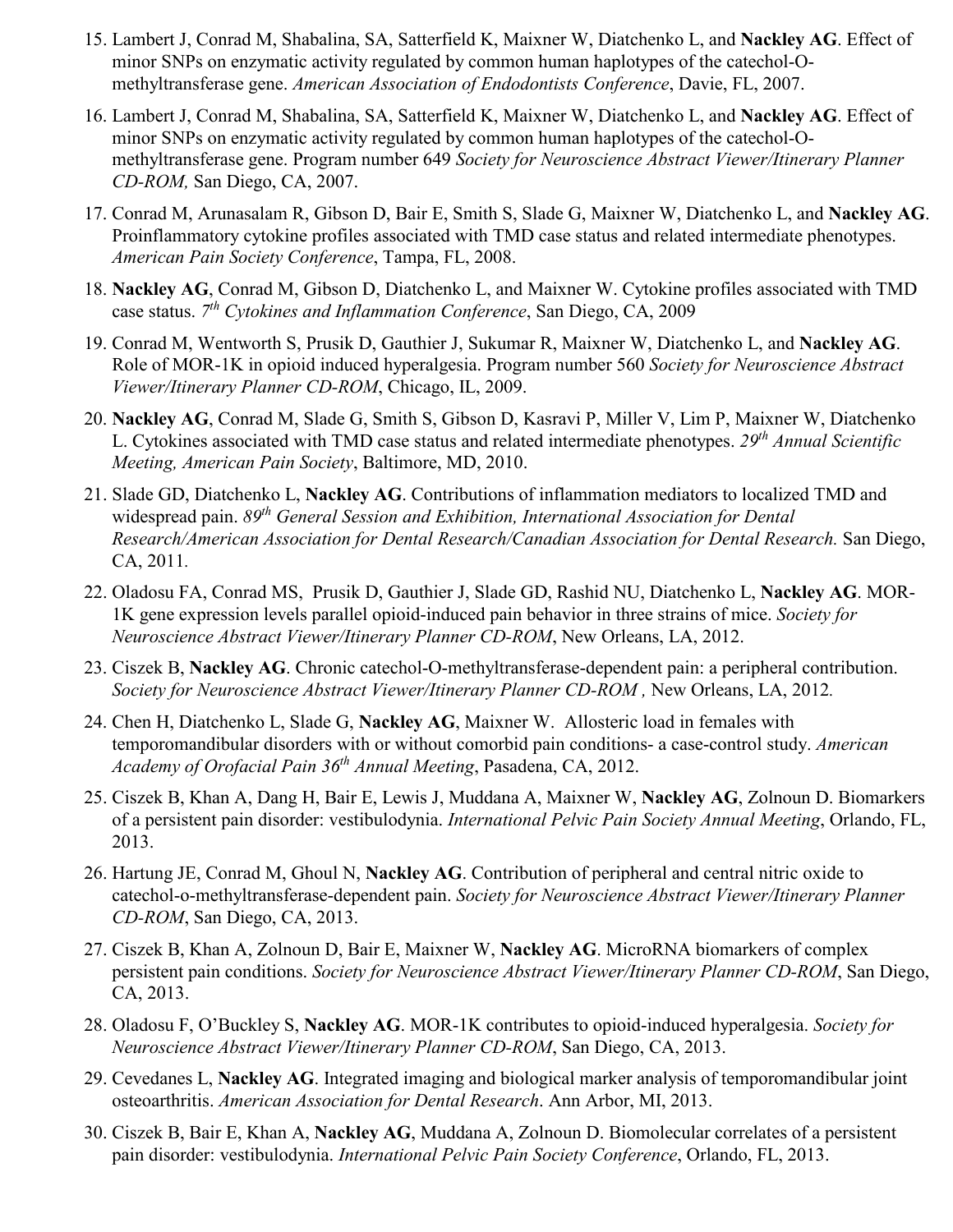15. Lambert J, Conrad M, Shabalina, SA, Satterfield K, Maixner W, Diatchenko L, and **Nackley AG**. Effect of minor SNPs on enzymatic activity regulated by common human haplotypes of the catechol-O-methyltransferase gene. *American Association of Endodontists Conference*, Davie, FL, 2007.
16. Lambert J, Conrad M, Shabalina, SA, Satterfield K, Maixner W, Diatchenko L, and **Nackley AG**. Effect of minor SNPs on enzymatic activity regulated by common human haplotypes of the catechol-O-methyltransferase gene. Program number 649 *Society for Neuroscience Abstract Viewer/Itinerary Planner CD-ROM,* San Diego, CA, 2007.
17. Conrad M, Arunasalam R, Gibson D, Bair E, Smith S, Slade G, Maixner W, Diatchenko L, and **Nackley AG**. Proinflammatory cytokine profiles associated with TMD case status and related intermediate phenotypes. *American Pain Society Conference*, Tampa, FL, 2008.
18. **Nackley AG**, Conrad M, Gibson D, Diatchenko L, and Maixner W. Cytokine profiles associated with TMD case status. *7th Cytokines and Inflammation Conference*, San Diego, CA, 2009
19. Conrad M, Wentworth S, Prusik D, Gauthier J, Sukumar R, Maixner W, Diatchenko L, and **Nackley AG**. Role of MOR-1K in opioid induced hyperalgesia. Program number 560 *Society for Neuroscience Abstract Viewer/Itinerary Planner CD-ROM*, Chicago, IL, 2009.
20. **Nackley AG**, Conrad M, Slade G, Smith S, Gibson D, Kasravi P, Miller V, Lim P, Maixner W, Diatchenko L. Cytokines associated with TMD case status and related intermediate phenotypes. *29th Annual Scientific Meeting, American Pain Society*, Baltimore, MD, 2010.
21. Slade GD, Diatchenko L, **Nackley AG**. Contributions of inflammation mediators to localized TMD and widespread pain. *89th General Session and Exhibition, International Association for Dental Research/American Association for Dental Research/Canadian Association for Dental Research.* San Diego, CA, 2011.
22. Oladosu FA, Conrad MS, Prusik D, Gauthier J, Slade GD, Rashid NU, Diatchenko L, **Nackley AG**. MOR-1K gene expression levels parallel opioid-induced pain behavior in three strains of mice. *Society for Neuroscience Abstract Viewer/Itinerary Planner CD-ROM*, New Orleans, LA, 2012.
23. Ciszek B, **Nackley AG**. Chronic catechol-O-methyltransferase-dependent pain: a peripheral contribution. *Society for Neuroscience Abstract Viewer/Itinerary Planner CD-ROM ,* New Orleans, LA, 2012.
24. Chen H, Diatchenko L, Slade G, **Nackley AG**, Maixner W. Allosteric load in females with temporomandibular disorders with or without comorbid pain conditions- a case-control study. *American Academy of Orofacial Pain 36th Annual Meeting*, Pasadena, CA, 2012.
25. Ciszek B, Khan A, Dang H, Bair E, Lewis J, Muddana A, Maixner W, **Nackley AG**, Zolnoun D. Biomarkers of a persistent pain disorder: vestibulodynia. *International Pelvic Pain Society Annual Meeting*, Orlando, FL, 2013.
26. Hartung JE, Conrad M, Ghoul N, **Nackley AG**. Contribution of peripheral and central nitric oxide to catechol-o-methyltransferase-dependent pain. *Society for Neuroscience Abstract Viewer/Itinerary Planner CD-ROM*, San Diego, CA, 2013.
27. Ciszek B, Khan A, Zolnoun D, Bair E, Maixner W, **Nackley AG**. MicroRNA biomarkers of complex persistent pain conditions. *Society for Neuroscience Abstract Viewer/Itinerary Planner CD-ROM*, San Diego, CA, 2013.
28. Oladosu F, O'Buckley S, **Nackley AG**. MOR-1K contributes to opioid-induced hyperalgesia. *Society for Neuroscience Abstract Viewer/Itinerary Planner CD-ROM*, San Diego, CA, 2013.
29. Cevedanes L, **Nackley AG**. Integrated imaging and biological marker analysis of temporomandibular joint osteoarthritis. *American Association for Dental Research*. Ann Arbor, MI, 2013.
30. Ciszek B, Bair E, Khan A, **Nackley AG**, Muddana A, Zolnoun D. Biomolecular correlates of a persistent pain disorder: vestibulodynia. *International Pelvic Pain Society Conference*, Orlando, FL, 2013.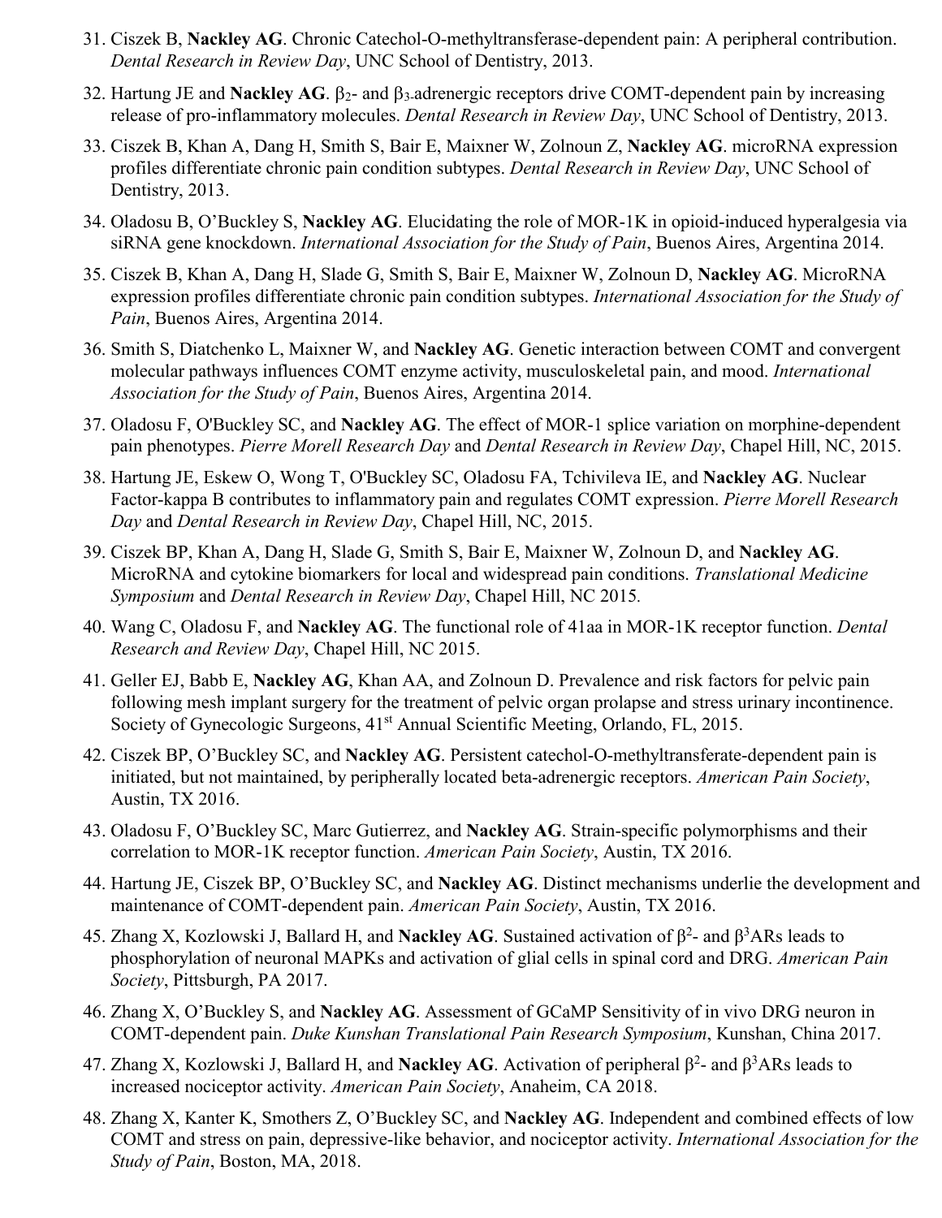31. Ciszek B, **Nackley AG**. Chronic Catechol-O-methyltransferase-dependent pain: A peripheral contribution. *Dental Research in Review Day*, UNC School of Dentistry, 2013.
32. Hartung JE and **Nackley AG**. $\beta_2$- and $\beta_3$-adrenergic receptors drive COMT-dependent pain by increasing release of pro-inflammatory molecules. *Dental Research in Review Day*, UNC School of Dentistry, 2013.
33. Ciszek B, Khan A, Dang H, Smith S, Bair E, Maixner W, Zolnoun Z, **Nackley AG**. microRNA expression profiles differentiate chronic pain condition subtypes. *Dental Research in Review Day*, UNC School of Dentistry, 2013.
34. Oladosu B, O'Buckley S, **Nackley AG**. Elucidating the role of MOR-1K in opioid-induced hyperalgesia via siRNA gene knockdown. *International Association for the Study of Pain*, Buenos Aires, Argentina 2014.
35. Ciszek B, Khan A, Dang H, Slade G, Smith S, Bair E, Maixner W, Zolnoun D, **Nackley AG**. MicroRNA expression profiles differentiate chronic pain condition subtypes. *International Association for the Study of Pain*, Buenos Aires, Argentina 2014.
36. Smith S, Diatchenko L, Maixner W, and **Nackley AG**. Genetic interaction between COMT and convergent molecular pathways influences COMT enzyme activity, musculoskeletal pain, and mood. *International Association for the Study of Pain*, Buenos Aires, Argentina 2014.
37. Oladosu F, O'Buckley SC, and **Nackley AG**. The effect of MOR-1 splice variation on morphine-dependent pain phenotypes. *Pierre Morell Research Day* and *Dental Research in Review Day*, Chapel Hill, NC, 2015.
38. Hartung JE, Eskew O, Wong T, O'Buckley SC, Oladosu FA, Tchivileva IE, and **Nackley AG**. Nuclear Factor-kappa B contributes to inflammatory pain and regulates COMT expression. *Pierre Morell Research Day* and *Dental Research in Review Day*, Chapel Hill, NC, 2015.
39. Ciszek BP, Khan A, Dang H, Slade G, Smith S, Bair E, Maixner W, Zolnoun D, and **Nackley AG**. MicroRNA and cytokine biomarkers for local and widespread pain conditions. *Translational Medicine Symposium* and *Dental Research in Review Day*, Chapel Hill, NC 2015.
40. Wang C, Oladosu F, and **Nackley AG**. The functional role of 41aa in MOR-1K receptor function. *Dental Research and Review Day*, Chapel Hill, NC 2015.
41. Geller EJ, Babb E, **Nackley AG**, Khan AA, and Zolnoun D. Prevalence and risk factors for pelvic pain following mesh implant surgery for the treatment of pelvic organ prolapse and stress urinary incontinence. Society of Gynecologic Surgeons, 41st Annual Scientific Meeting, Orlando, FL, 2015.
42. Ciszek BP, O'Buckley SC, and **Nackley AG**. Persistent catechol-O-methyltransferate-dependent pain is initiated, but not maintained, by peripherally located beta-adrenergic receptors. *American Pain Society*, Austin, TX 2016.
43. Oladosu F, O'Buckley SC, Marc Gutierrez, and **Nackley AG**. Strain-specific polymorphisms and their correlation to MOR-1K receptor function. *American Pain Society*, Austin, TX 2016.
44. Hartung JE, Ciszek BP, O'Buckley SC, and **Nackley AG**. Distinct mechanisms underlie the development and maintenance of COMT-dependent pain. *American Pain Society*, Austin, TX 2016.
45. Zhang X, Kozlowski J, Ballard H, and **Nackley AG**. Sustained activation of $\beta^2$- and $\beta^3$ARs leads to phosphorylation of neuronal MAPKs and activation of glial cells in spinal cord and DRG. *American Pain Society*, Pittsburgh, PA 2017.
46. Zhang X, O'Buckley S, and **Nackley AG**. Assessment of GCaMP Sensitivity of in vivo DRG neuron in COMT-dependent pain. *Duke Kunshan Translational Pain Research Symposium*, Kunshan, China 2017.
47. Zhang X, Kozlowski J, Ballard H, and **Nackley AG**. Activation of peripheral $\beta^2$- and $\beta^3$ARs leads to increased nociceptor activity. *American Pain Society*, Anaheim, CA 2018.
48. Zhang X, Kanter K, Smothers Z, O'Buckley SC, and **Nackley AG**. Independent and combined effects of low COMT and stress on pain, depressive-like behavior, and nociceptor activity. *International Association for the Study of Pain*, Boston, MA, 2018.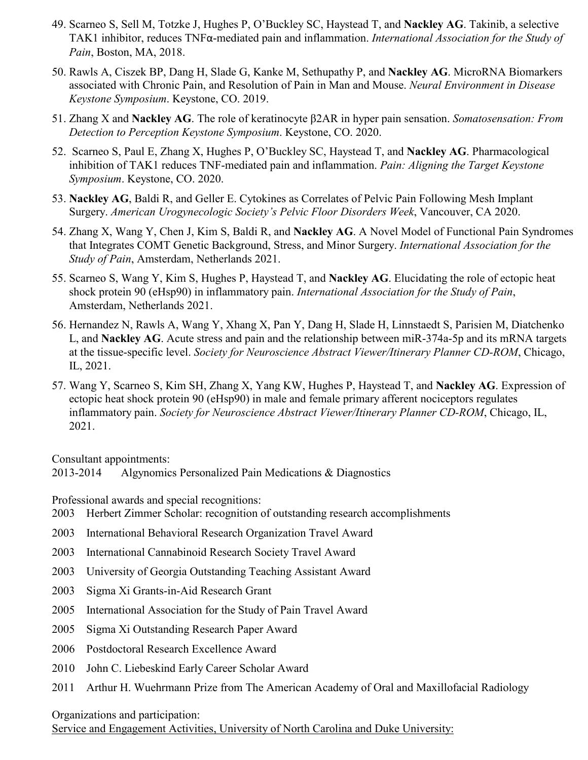49. Scarneo S, Sell M, Totzke J, Hughes P, O'Buckley SC, Haystead T, and **Nackley AG**. Takinib, a selective TAK1 inhibitor, reduces TNFα-mediated pain and inflammation. *International Association for the Study of Pain*, Boston, MA, 2018.
50. Rawls A, Ciszek BP, Dang H, Slade G, Kanke M, Sethupathy P, and **Nackley AG**. MicroRNA Biomarkers associated with Chronic Pain, and Resolution of Pain in Man and Mouse. *Neural Environment in Disease Keystone Symposium*. Keystone, CO. 2019.
51. Zhang X and **Nackley AG**. The role of keratinocyte β2AR in hyper pain sensation. *Somatosensation: From Detection to Perception Keystone Symposium*. Keystone, CO. 2020.
52. Scarneo S, Paul E, Zhang X, Hughes P, O'Buckley SC, Haystead T, and **Nackley AG**. Pharmacological inhibition of TAK1 reduces TNF-mediated pain and inflammation. *Pain: Aligning the Target Keystone Symposium*. Keystone, CO. 2020.
53. **Nackley AG**, Baldi R, and Geller E. Cytokines as Correlates of Pelvic Pain Following Mesh Implant Surgery. *American Urogynecologic Society's Pelvic Floor Disorders Week*, Vancouver, CA 2020.
54. Zhang X, Wang Y, Chen J, Kim S, Baldi R, and **Nackley AG**. A Novel Model of Functional Pain Syndromes that Integrates COMT Genetic Background, Stress, and Minor Surgery. *International Association for the Study of Pain*, Amsterdam, Netherlands 2021.
55. Scarneo S, Wang Y, Kim S, Hughes P, Haystead T, and **Nackley AG**. Elucidating the role of ectopic heat shock protein 90 (eHsp90) in inflammatory pain. *International Association for the Study of Pain*, Amsterdam, Netherlands 2021.
56. Hernandez N, Rawls A, Wang Y, Xhang X, Pan Y, Dang H, Slade H, Linnstaedt S, Parisien M, Diatchenko L, and **Nackley AG**. Acute stress and pain and the relationship between miR-374a-5p and its mRNA targets at the tissue-specific level. *Society for Neuroscience Abstract Viewer/Itinerary Planner CD-ROM*, Chicago, IL, 2021.
57. Wang Y, Scarneo S, Kim SH, Zhang X, Yang KW, Hughes P, Haystead T, and **Nackley AG**. Expression of ectopic heat shock protein 90 (eHsp90) in male and female primary afferent nociceptors regulates inflammatory pain. *Society for Neuroscience Abstract Viewer/Itinerary Planner CD-ROM*, Chicago, IL, 2021.

Consultant appointments:
2013-2014 Algynomics Personalized Pain Medications & Diagnostics

Professional awards and special recognitions:
2003 Herbert Zimmer Scholar: recognition of outstanding research accomplishments
2003 International Behavioral Research Organization Travel Award
2003 International Cannabinoid Research Society Travel Award
2003 University of Georgia Outstanding Teaching Assistant Award
2003 Sigma Xi Grants-in-Aid Research Grant
2005 International Association for the Study of Pain Travel Award
2005 Sigma Xi Outstanding Research Paper Award
2006 Postdoctoral Research Excellence Award
2010 John C. Liebeskind Early Career Scholar Award
2011 Arthur H. Wuehrmann Prize from The American Academy of Oral and Maxillofacial Radiology

Organizations and participation:
Service and Engagement Activities, University of North Carolina and Duke University: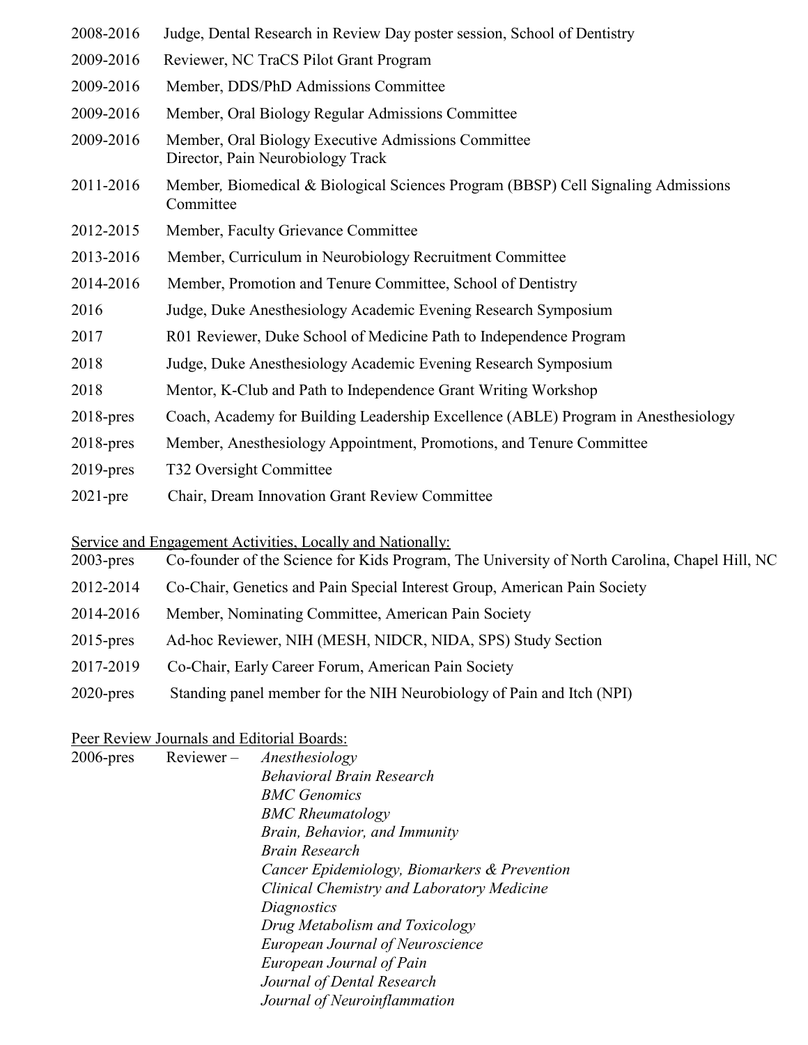2008-2016 Judge, Dental Research in Review Day poster session, School of Dentistry

2009-2016 Reviewer, NC TraCS Pilot Grant Program

2009-2016 Member, DDS/PhD Admissions Committee

2009-2016 Member, Oral Biology Regular Admissions Committee

2009-2016 Member, Oral Biology Executive Admissions Committee
Director, Pain Neurobiology Track

2011-2016 Member, Biomedical & Biological Sciences Program (BBSP) Cell Signaling Admissions Committee

2012-2015 Member, Faculty Grievance Committee

2013-2016 Member, Curriculum in Neurobiology Recruitment Committee

2014-2016 Member, Promotion and Tenure Committee, School of Dentistry

2016 Judge, Duke Anesthesiology Academic Evening Research Symposium

2017 R01 Reviewer, Duke School of Medicine Path to Independence Program

2018 Judge, Duke Anesthesiology Academic Evening Research Symposium

2018 Mentor, K-Club and Path to Independence Grant Writing Workshop

2018-pres Coach, Academy for Building Leadership Excellence (ABLE) Program in Anesthesiology

2018-pres Member, Anesthesiology Appointment, Promotions, and Tenure Committee

2019-pres T32 Oversight Committee

2021-pre Chair, Dream Innovation Grant Review Committee

Service and Engagement Activities, Locally and Nationally:

2003-pres Co-founder of the Science for Kids Program, The University of North Carolina, Chapel Hill, NC

2012-2014 Co-Chair, Genetics and Pain Special Interest Group, American Pain Society

2014-2016 Member, Nominating Committee, American Pain Society

2015-pres Ad-hoc Reviewer, NIH (MESH, NIDCR, NIDA, SPS) Study Section

2017-2019 Co-Chair, Early Career Forum, American Pain Society

2020-pres Standing panel member for the NIH Neurobiology of Pain and Itch (NPI)

Peer Review Journals and Editorial Boards:

2006-pres Reviewer – *Anesthesiology*
*Behavioral Brain Research*
*BMC Genomics*
*BMC Rheumatology*
*Brain, Behavior, and Immunity*
*Brain Research*
*Cancer Epidemiology, Biomarkers & Prevention*
*Clinical Chemistry and Laboratory Medicine*
*Diagnostics*
*Drug Metabolism and Toxicology*
*European Journal of Neuroscience*
*European Journal of Pain*
*Journal of Dental Research*
*Journal of Neuroinflammation*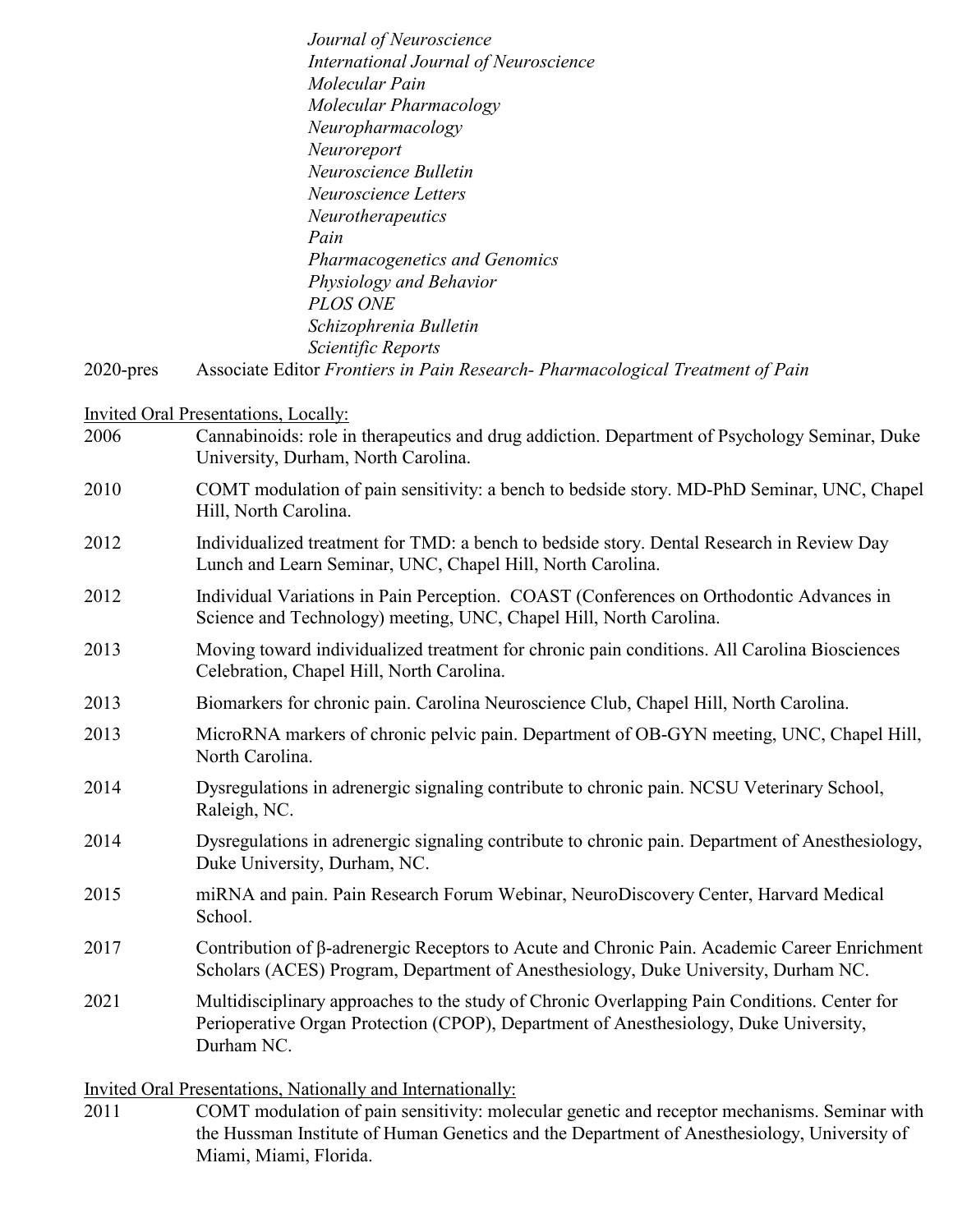*Journal of Neuroscience*
*International Journal of Neuroscience*
*Molecular Pain*
*Molecular Pharmacology*
*Neuropharmacology*
*Neuroreport*
*Neuroscience Bulletin*
*Neuroscience Letters*
*Neurotherapeutics*
*Pain*
*Pharmacogenetics and Genomics*
*Physiology and Behavior*
*PLOS ONE*
*Schizophrenia Bulletin*
*Scientific Reports*

2020-pres Associate Editor *Frontiers in Pain Research- Pharmacological Treatment of Pain*

Invited Oral Presentations, Locally:

2006 Cannabinoids: role in therapeutics and drug addiction. Department of Psychology Seminar, Duke University, Durham, North Carolina.

2010 COMT modulation of pain sensitivity: a bench to bedside story. MD-PhD Seminar, UNC, Chapel Hill, North Carolina.

2012 Individualized treatment for TMD: a bench to bedside story. Dental Research in Review Day Lunch and Learn Seminar, UNC, Chapel Hill, North Carolina.

2012 Individual Variations in Pain Perception. COAST (Conferences on Orthodontic Advances in Science and Technology) meeting, UNC, Chapel Hill, North Carolina.

2013 Moving toward individualized treatment for chronic pain conditions. All Carolina Biosciences Celebration, Chapel Hill, North Carolina.

2013 Biomarkers for chronic pain. Carolina Neuroscience Club, Chapel Hill, North Carolina.

2013 MicroRNA markers of chronic pelvic pain. Department of OB-GYN meeting, UNC, Chapel Hill, North Carolina.

2014 Dysregulations in adrenergic signaling contribute to chronic pain. NCSU Veterinary School, Raleigh, NC.

2014 Dysregulations in adrenergic signaling contribute to chronic pain. Department of Anesthesiology, Duke University, Durham, NC.

2015 miRNA and pain. Pain Research Forum Webinar, NeuroDiscovery Center, Harvard Medical School.

2017 Contribution of β-adrenergic Receptors to Acute and Chronic Pain. Academic Career Enrichment Scholars (ACES) Program, Department of Anesthesiology, Duke University, Durham NC.

2021 Multidisciplinary approaches to the study of Chronic Overlapping Pain Conditions. Center for Perioperative Organ Protection (CPOP), Department of Anesthesiology, Duke University, Durham NC.

Invited Oral Presentations, Nationally and Internationally:

2011 COMT modulation of pain sensitivity: molecular genetic and receptor mechanisms. Seminar with the Hussman Institute of Human Genetics and the Department of Anesthesiology, University of Miami, Miami, Florida.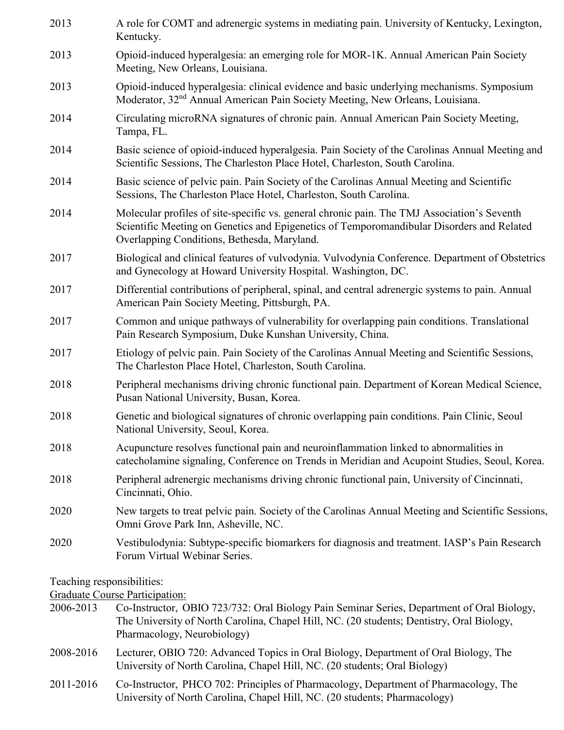| | |
|---|---|
| 2013 | A role for COMT and adrenergic systems in mediating pain. University of Kentucky, Lexington, Kentucky. |
| 2013 | Opioid-induced hyperalgesia: an emerging role for MOR-1K. Annual American Pain Society Meeting, New Orleans, Louisiana. |
| 2013 | Opioid-induced hyperalgesia: clinical evidence and basic underlying mechanisms. Symposium Moderator, 32nd Annual American Pain Society Meeting, New Orleans, Louisiana. |
| 2014 | Circulating microRNA signatures of chronic pain. Annual American Pain Society Meeting, Tampa, FL. |
| 2014 | Basic science of opioid-induced hyperalgesia. Pain Society of the Carolinas Annual Meeting and Scientific Sessions, The Charleston Place Hotel, Charleston, South Carolina. |
| 2014 | Basic science of pelvic pain. Pain Society of the Carolinas Annual Meeting and Scientific Sessions, The Charleston Place Hotel, Charleston, South Carolina. |
| 2014 | Molecular profiles of site-specific vs. general chronic pain. The TMJ Association's Seventh Scientific Meeting on Genetics and Epigenetics of Temporomandibular Disorders and Related Overlapping Conditions, Bethesda, Maryland. |
| 2017 | Biological and clinical features of vulvodynia. Vulvodynia Conference. Department of Obstetrics and Gynecology at Howard University Hospital. Washington, DC. |
| 2017 | Differential contributions of peripheral, spinal, and central adrenergic systems to pain. Annual American Pain Society Meeting, Pittsburgh, PA. |
| 2017 | Common and unique pathways of vulnerability for overlapping pain conditions. Translational Pain Research Symposium, Duke Kunshan University, China. |
| 2017 | Etiology of pelvic pain. Pain Society of the Carolinas Annual Meeting and Scientific Sessions, The Charleston Place Hotel, Charleston, South Carolina. |
| 2018 | Peripheral mechanisms driving chronic functional pain. Department of Korean Medical Science, Pusan National University, Busan, Korea. |
| 2018 | Genetic and biological signatures of chronic overlapping pain conditions. Pain Clinic, Seoul National University, Seoul, Korea. |
| 2018 | Acupuncture resolves functional pain and neuroinflammation linked to abnormalities in catecholamine signaling, Conference on Trends in Meridian and Acupoint Studies, Seoul, Korea. |
| 2018 | Peripheral adrenergic mechanisms driving chronic functional pain, University of Cincinnati, Cincinnati, Ohio. |
| 2020 | New targets to treat pelvic pain. Society of the Carolinas Annual Meeting and Scientific Sessions, Omni Grove Park Inn, Asheville, NC. |
| 2020 | Vestibulodynia: Subtype-specific biomarkers for diagnosis and treatment. IASP's Pain Research Forum Virtual Webinar Series. |

Teaching responsibilities:

<u>Graduate Course Participation:</u>

| | |
|---|---|
| 2006-2013 | Co-Instructor, OBIO 723/732: Oral Biology Pain Seminar Series, Department of Oral Biology, The University of North Carolina, Chapel Hill, NC. (20 students; Dentistry, Oral Biology, Pharmacology, Neurobiology) |
| 2008-2016 | Lecturer, OBIO 720: Advanced Topics in Oral Biology, Department of Oral Biology, The University of North Carolina, Chapel Hill, NC. (20 students; Oral Biology) |
| 2011-2016 | Co-Instructor, PHCO 702: Principles of Pharmacology, Department of Pharmacology, The University of North Carolina, Chapel Hill, NC. (20 students; Pharmacology) |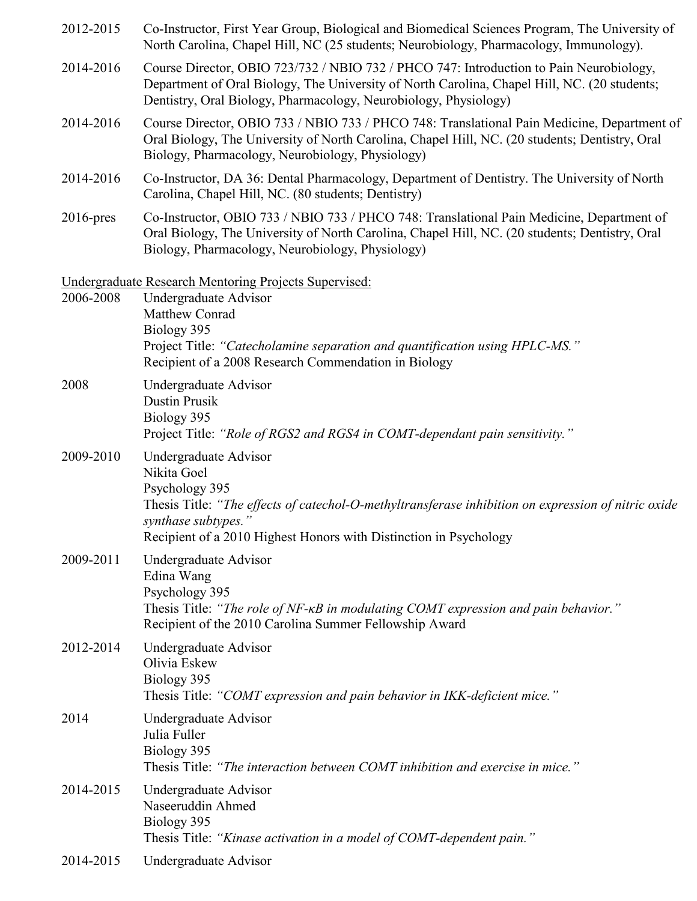2012-2015 Co-Instructor, First Year Group, Biological and Biomedical Sciences Program, The University of North Carolina, Chapel Hill, NC (25 students; Neurobiology, Pharmacology, Immunology).

2014-2016 Course Director, OBIO 723/732 / NBIO 732 / PHCO 747: Introduction to Pain Neurobiology, Department of Oral Biology, The University of North Carolina, Chapel Hill, NC. (20 students; Dentistry, Oral Biology, Pharmacology, Neurobiology, Physiology)

2014-2016 Course Director, OBIO 733 / NBIO 733 / PHCO 748: Translational Pain Medicine, Department of Oral Biology, The University of North Carolina, Chapel Hill, NC. (20 students; Dentistry, Oral Biology, Pharmacology, Neurobiology, Physiology)

2014-2016 Co-Instructor, DA 36: Dental Pharmacology, Department of Dentistry. The University of North Carolina, Chapel Hill, NC. (80 students; Dentistry)

2016-pres Co-Instructor, OBIO 733 / NBIO 733 / PHCO 748: Translational Pain Medicine, Department of Oral Biology, The University of North Carolina, Chapel Hill, NC. (20 students; Dentistry, Oral Biology, Pharmacology, Neurobiology, Physiology)

Undergraduate Research Mentoring Projects Supervised:

2006-2008 Undergraduate Advisor
Matthew Conrad
Biology 395
Project Title: *"Catecholamine separation and quantification using HPLC-MS."*
Recipient of a 2008 Research Commendation in Biology

2008 Undergraduate Advisor
Dustin Prusik
Biology 395
Project Title: *"Role of RGS2 and RGS4 in COMT-dependant pain sensitivity."*

2009-2010 Undergraduate Advisor
Nikita Goel
Psychology 395
Thesis Title: *"The effects of catechol-O-methyltransferase inhibition on expression of nitric oxide synthase subtypes."*
Recipient of a 2010 Highest Honors with Distinction in Psychology

2009-2011 Undergraduate Advisor
Edina Wang
Psychology 395
Thesis Title: *"The role of NF-κB in modulating COMT expression and pain behavior."*
Recipient of the 2010 Carolina Summer Fellowship Award

2012-2014 Undergraduate Advisor
Olivia Eskew
Biology 395
Thesis Title: *"COMT expression and pain behavior in IKK-deficient mice."*

2014 Undergraduate Advisor
Julia Fuller
Biology 395
Thesis Title: *"The interaction between COMT inhibition and exercise in mice."*

2014-2015 Undergraduate Advisor
Naseeruddin Ahmed
Biology 395
Thesis Title: *"Kinase activation in a model of COMT-dependent pain."*

2014-2015 Undergraduate Advisor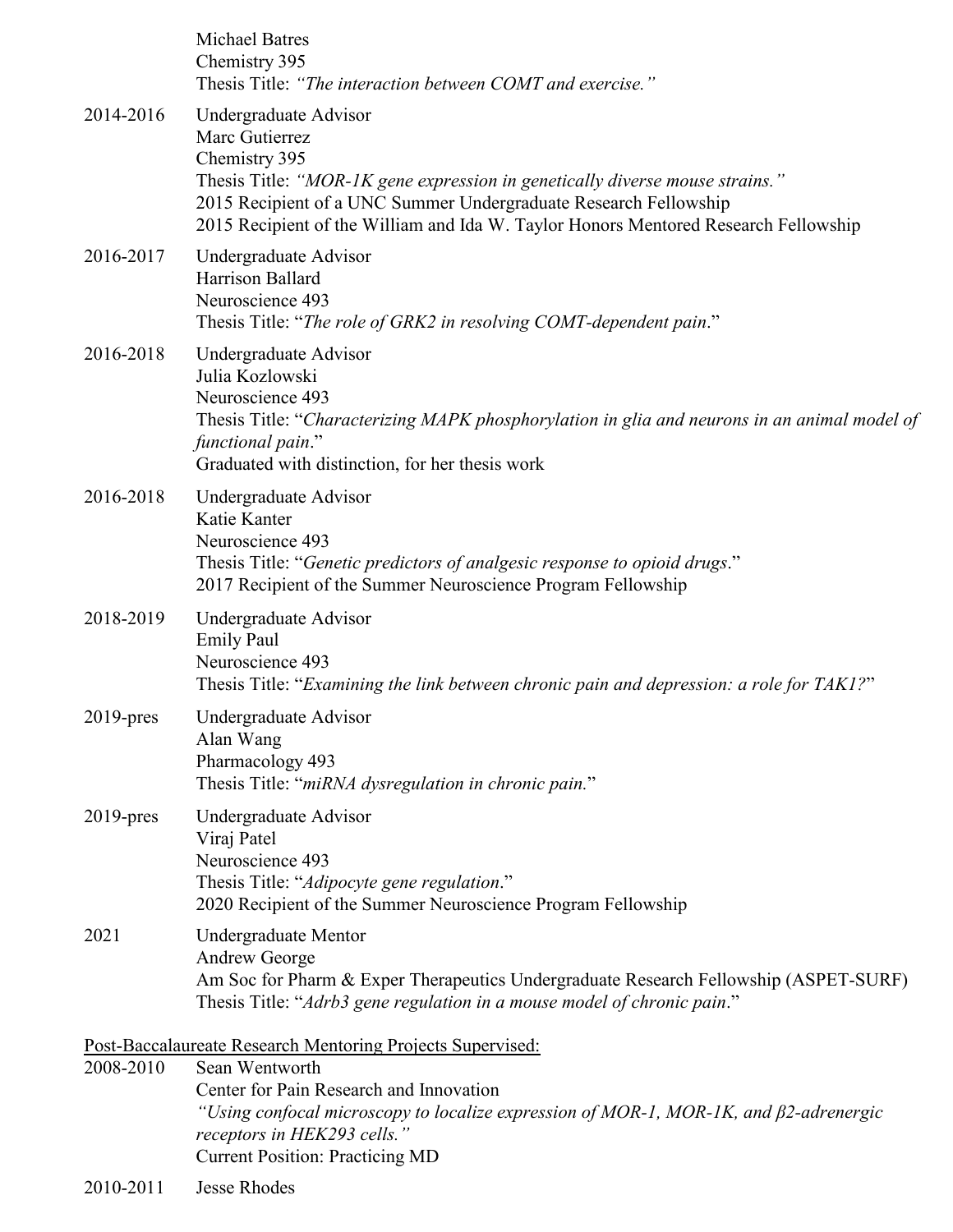Michael Batres
Chemistry 395
Thesis Title: *"The interaction between COMT and exercise."*

2014-2016 Undergraduate Advisor
Marc Gutierrez
Chemistry 395
Thesis Title: *"MOR-1K gene expression in genetically diverse mouse strains."*
2015 Recipient of a UNC Summer Undergraduate Research Fellowship
2015 Recipient of the William and Ida W. Taylor Honors Mentored Research Fellowship

2016-2017 Undergraduate Advisor
Harrison Ballard
Neuroscience 493
Thesis Title: "*The role of GRK2 in resolving COMT-dependent pain*."

2016-2018 Undergraduate Advisor
Julia Kozlowski
Neuroscience 493
Thesis Title: "*Characterizing MAPK phosphorylation in glia and neurons in an animal model of functional pain*."
Graduated with distinction, for her thesis work

2016-2018 Undergraduate Advisor
Katie Kanter
Neuroscience 493
Thesis Title: "*Genetic predictors of analgesic response to opioid drugs*."
2017 Recipient of the Summer Neuroscience Program Fellowship

2018-2019 Undergraduate Advisor
Emily Paul
Neuroscience 493
Thesis Title: "*Examining the link between chronic pain and depression: a role for TAK1?*"

2019-pres Undergraduate Advisor
Alan Wang
Pharmacology 493
Thesis Title: "*miRNA dysregulation in chronic pain.*"

2019-pres Undergraduate Advisor
Viraj Patel
Neuroscience 493
Thesis Title: "*Adipocyte gene regulation*."
2020 Recipient of the Summer Neuroscience Program Fellowship

2021 Undergraduate Mentor
Andrew George
Am Soc for Pharm & Exper Therapeutics Undergraduate Research Fellowship (ASPET-SURF)
Thesis Title: "*Adrb3 gene regulation in a mouse model of chronic pain*."

<u>Post-Baccalaureate Research Mentoring Projects Supervised:</u>

2008-2010 Sean Wentworth
Center for Pain Research and Innovation
*"Using confocal microscopy to localize expression of MOR-1, MOR-1K, and β2-adrenergic receptors in HEK293 cells."*
Current Position: Practicing MD

2010-2011 Jesse Rhodes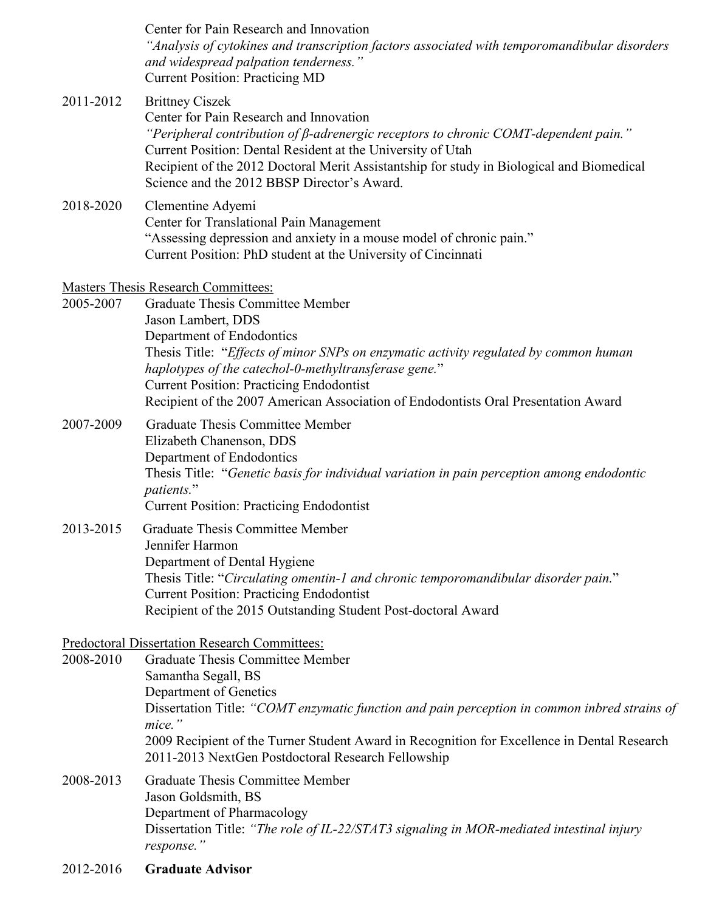Center for Pain Research and Innovation
*"Analysis of cytokines and transcription factors associated with temporomandibular disorders and widespread palpation tenderness."*
Current Position: Practicing MD

2011-2012 Brittney Ciszek
Center for Pain Research and Innovation
*"Peripheral contribution of β-adrenergic receptors to chronic COMT-dependent pain."*
Current Position: Dental Resident at the University of Utah
Recipient of the 2012 Doctoral Merit Assistantship for study in Biological and Biomedical Science and the 2012 BBSP Director's Award.

2018-2020 Clementine Adyemi
Center for Translational Pain Management
"Assessing depression and anxiety in a mouse model of chronic pain."
Current Position: PhD student at the University of Cincinnati

<u>Masters Thesis Research Committees:</u>

2005-2007 Graduate Thesis Committee Member
Jason Lambert, DDS
Department of Endodontics
Thesis Title: "*Effects of minor SNPs on enzymatic activity regulated by common human haplotypes of the catechol-0-methyltransferase gene.*"
Current Position: Practicing Endodontist
Recipient of the 2007 American Association of Endodontists Oral Presentation Award

2007-2009 Graduate Thesis Committee Member
Elizabeth Chanenson, DDS
Department of Endodontics
Thesis Title: "*Genetic basis for individual variation in pain perception among endodontic patients.*"
Current Position: Practicing Endodontist

2013-2015 Graduate Thesis Committee Member
Jennifer Harmon
Department of Dental Hygiene
Thesis Title: "*Circulating omentin-1 and chronic temporomandibular disorder pain.*"
Current Position: Practicing Endodontist
Recipient of the 2015 Outstanding Student Post-doctoral Award

<u>Predoctoral Dissertation Research Committees:</u>

2008-2010 Graduate Thesis Committee Member
Samantha Segall, BS
Department of Genetics
Dissertation Title: *"COMT enzymatic function and pain perception in common inbred strains of mice."*
2009 Recipient of the Turner Student Award in Recognition for Excellence in Dental Research
2011-2013 NextGen Postdoctoral Research Fellowship

2008-2013 Graduate Thesis Committee Member
Jason Goldsmith, BS
Department of Pharmacology
Dissertation Title: *"The role of IL-22/STAT3 signaling in MOR-mediated intestinal injury response."*

2012-2016 **Graduate Advisor**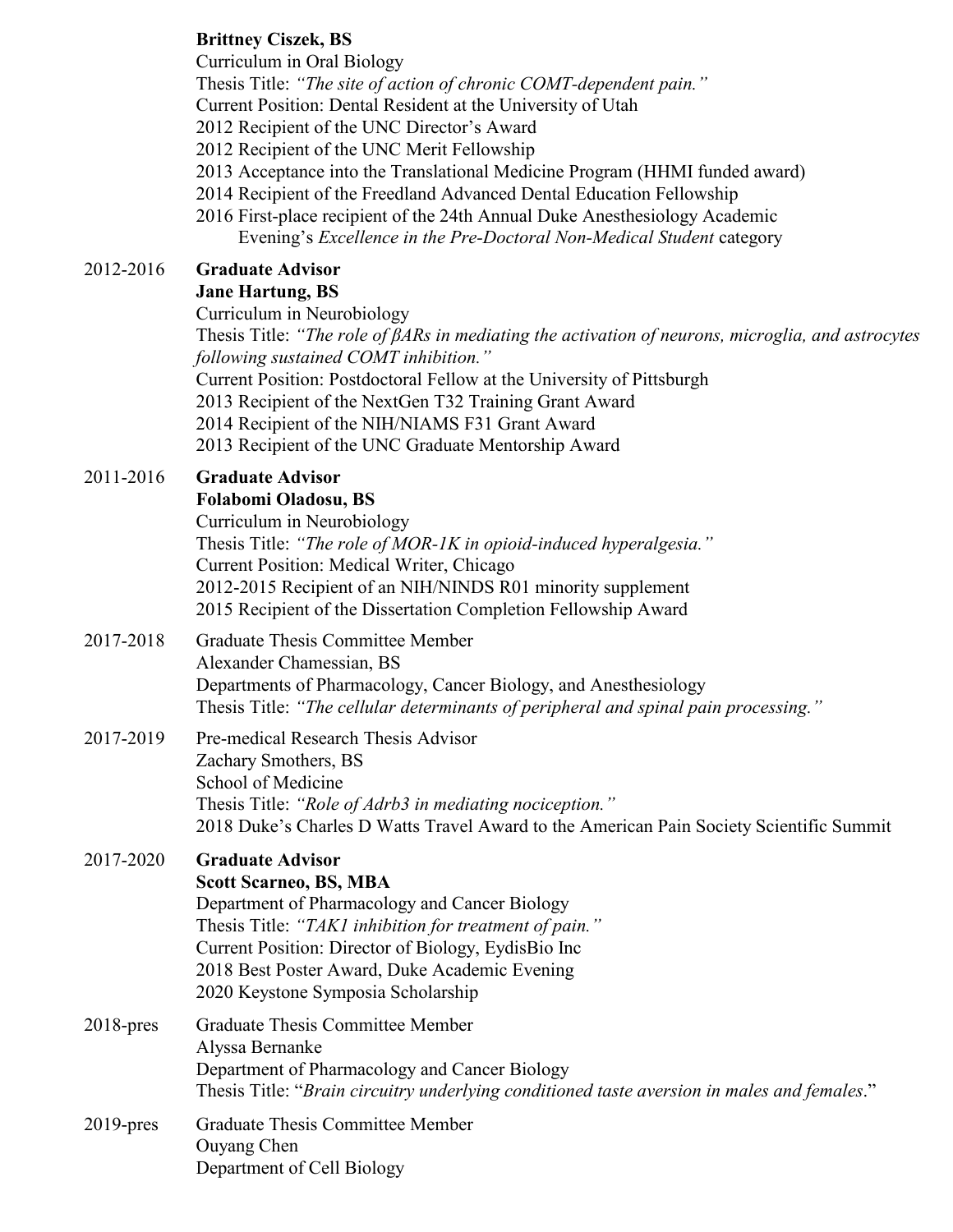**Brittney Ciszek, BS**
Curriculum in Oral Biology
Thesis Title: *"The site of action of chronic COMT-dependent pain."*
Current Position: Dental Resident at the University of Utah
2012 Recipient of the UNC Director's Award
2012 Recipient of the UNC Merit Fellowship
2013 Acceptance into the Translational Medicine Program (HHMI funded award)
2014 Recipient of the Freedland Advanced Dental Education Fellowship
2016 First-place recipient of the 24th Annual Duke Anesthesiology Academic Evening's *Excellence in the Pre-Doctoral Non-Medical Student* category

2012-2016 **Graduate Advisor**
**Jane Hartung, BS**
Curriculum in Neurobiology
Thesis Title: *"The role of βARs in mediating the activation of neurons, microglia, and astrocytes following sustained COMT inhibition."*
Current Position: Postdoctoral Fellow at the University of Pittsburgh
2013 Recipient of the NextGen T32 Training Grant Award
2014 Recipient of the NIH/NIAMS F31 Grant Award
2013 Recipient of the UNC Graduate Mentorship Award

2011-2016 **Graduate Advisor**
**Folabomi Oladosu, BS**
Curriculum in Neurobiology
Thesis Title: *"The role of MOR-1K in opioid-induced hyperalgesia."*
Current Position: Medical Writer, Chicago
2012-2015 Recipient of an NIH/NINDS R01 minority supplement
2015 Recipient of the Dissertation Completion Fellowship Award

2017-2018 Graduate Thesis Committee Member
Alexander Chamessian, BS
Departments of Pharmacology, Cancer Biology, and Anesthesiology
Thesis Title: *"The cellular determinants of peripheral and spinal pain processing."*

2017-2019 Pre-medical Research Thesis Advisor
Zachary Smothers, BS
School of Medicine
Thesis Title: *"Role of Adrb3 in mediating nociception."*
2018 Duke's Charles D Watts Travel Award to the American Pain Society Scientific Summit

2017-2020 **Graduate Advisor**
**Scott Scarneo, BS, MBA**
Department of Pharmacology and Cancer Biology
Thesis Title: *"TAK1 inhibition for treatment of pain."*
Current Position: Director of Biology, EydisBio Inc
2018 Best Poster Award, Duke Academic Evening
2020 Keystone Symposia Scholarship

2018-pres Graduate Thesis Committee Member
Alyssa Bernanke
Department of Pharmacology and Cancer Biology
Thesis Title: "*Brain circuitry underlying conditioned taste aversion in males and females*."

2019-pres Graduate Thesis Committee Member
Ouyang Chen
Department of Cell Biology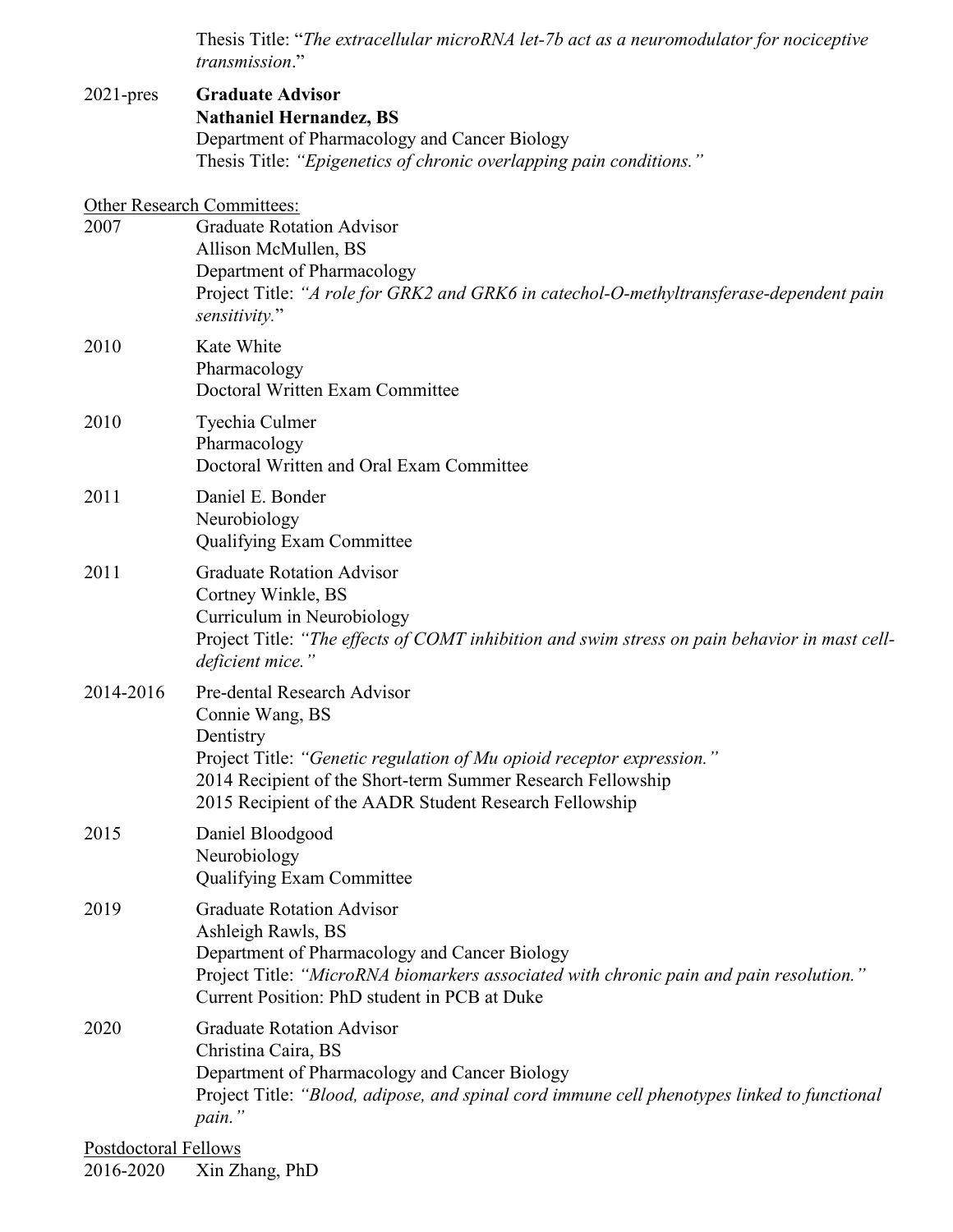Thesis Title: "*The extracellular microRNA let-7b act as a neuromodulator for nociceptive transmission*."

2021-pres **Graduate Advisor**
**Nathaniel Hernandez, BS**
Department of Pharmacology and Cancer Biology
Thesis Title: *"Epigenetics of chronic overlapping pain conditions."*

Other Research Committees:

2007 Graduate Rotation Advisor
Allison McMullen, BS
Department of Pharmacology
Project Title: *"A role for GRK2 and GRK6 in catechol-O-methyltransferase-dependent pain sensitivity.*"

2010 Kate White
Pharmacology
Doctoral Written Exam Committee

2010 Tyechia Culmer
Pharmacology
Doctoral Written and Oral Exam Committee

2011 Daniel E. Bonder
Neurobiology
Qualifying Exam Committee

2011 Graduate Rotation Advisor
Cortney Winkle, BS
Curriculum in Neurobiology
Project Title: *"The effects of COMT inhibition and swim stress on pain behavior in mast cell-deficient mice."*

2014-2016 Pre-dental Research Advisor
Connie Wang, BS
Dentistry
Project Title: *"Genetic regulation of Mu opioid receptor expression."*
2014 Recipient of the Short-term Summer Research Fellowship
2015 Recipient of the AADR Student Research Fellowship

2015 Daniel Bloodgood
Neurobiology
Qualifying Exam Committee

2019 Graduate Rotation Advisor
Ashleigh Rawls, BS
Department of Pharmacology and Cancer Biology
Project Title: *"MicroRNA biomarkers associated with chronic pain and pain resolution."*
Current Position: PhD student in PCB at Duke

2020 Graduate Rotation Advisor
Christina Caira, BS
Department of Pharmacology and Cancer Biology
Project Title: *"Blood, adipose, and spinal cord immune cell phenotypes linked to functional pain."*

Postdoctoral Fellows

2016-2020 Xin Zhang, PhD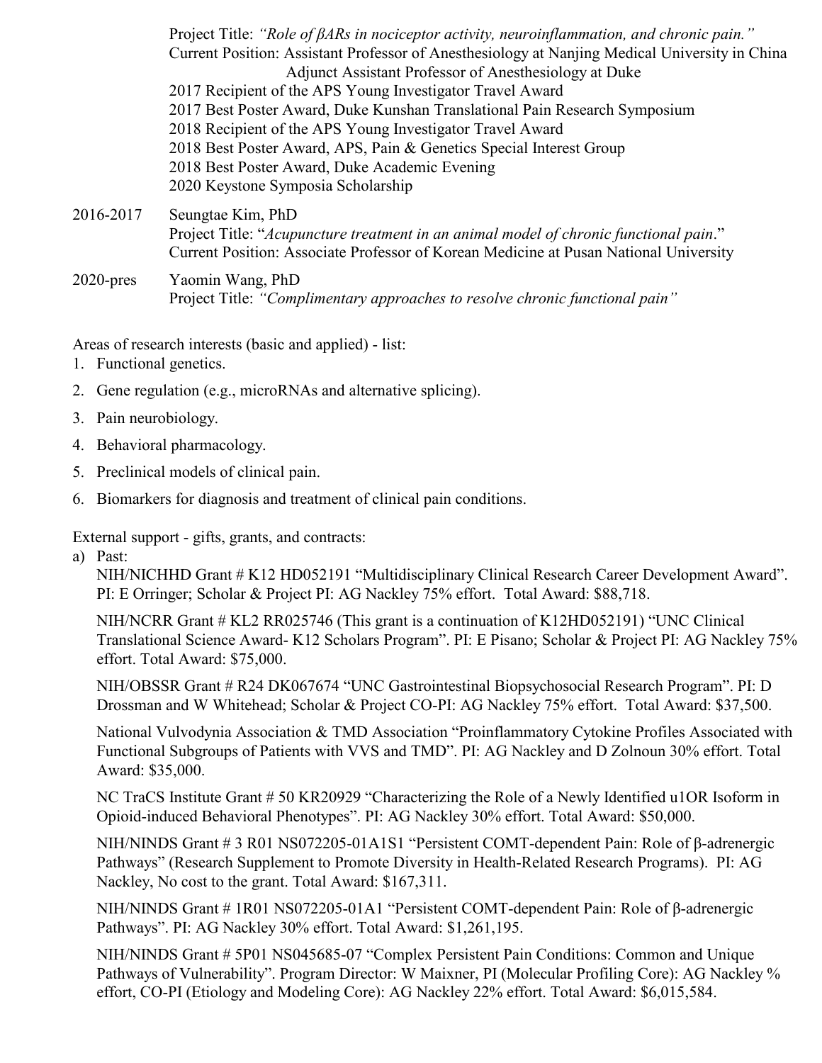Project Title: *"Role of βARs in nociceptor activity, neuroinflammation, and chronic pain."*
Current Position: Assistant Professor of Anesthesiology at Nanjing Medical University in China
Adjunct Assistant Professor of Anesthesiology at Duke
2017 Recipient of the APS Young Investigator Travel Award
2017 Best Poster Award, Duke Kunshan Translational Pain Research Symposium
2018 Recipient of the APS Young Investigator Travel Award
2018 Best Poster Award, APS, Pain & Genetics Special Interest Group
2018 Best Poster Award, Duke Academic Evening
2020 Keystone Symposia Scholarship

2016-2017 Seungtae Kim, PhD
Project Title: "*Acupuncture treatment in an animal model of chronic functional pain*."
Current Position: Associate Professor of Korean Medicine at Pusan National University

2020-pres Yaomin Wang, PhD
Project Title: *"Complimentary approaches to resolve chronic functional pain"*

Areas of research interests (basic and applied) - list:

1. Functional genetics.
2. Gene regulation (e.g., microRNAs and alternative splicing).
3. Pain neurobiology.
4. Behavioral pharmacology.
5. Preclinical models of clinical pain.
6. Biomarkers for diagnosis and treatment of clinical pain conditions.

External support - gifts, grants, and contracts:

a) Past:

NIH/NICHHD Grant # K12 HD052191 "Multidisciplinary Clinical Research Career Development Award". PI: E Orringer; Scholar & Project PI: AG Nackley 75% effort. Total Award: $88,718.

NIH/NCRR Grant # KL2 RR025746 (This grant is a continuation of K12HD052191) "UNC Clinical Translational Science Award- K12 Scholars Program". PI: E Pisano; Scholar & Project PI: AG Nackley 75% effort. Total Award: $75,000.

NIH/OBSSR Grant # R24 DK067674 "UNC Gastrointestinal Biopsychosocial Research Program". PI: D Drossman and W Whitehead; Scholar & Project CO-PI: AG Nackley 75% effort. Total Award: $37,500.

National Vulvodynia Association & TMD Association "Proinflammatory Cytokine Profiles Associated with Functional Subgroups of Patients with VVS and TMD". PI: AG Nackley and D Zolnoun 30% effort. Total Award: $35,000.

NC TraCS Institute Grant # 50 KR20929 "Characterizing the Role of a Newly Identified u1OR Isoform in Opioid-induced Behavioral Phenotypes". PI: AG Nackley 30% effort. Total Award: $50,000.

NIH/NINDS Grant # 3 R01 NS072205-01A1S1 "Persistent COMT-dependent Pain: Role of β-adrenergic Pathways" (Research Supplement to Promote Diversity in Health-Related Research Programs). PI: AG Nackley, No cost to the grant. Total Award: $167,311.

NIH/NINDS Grant # 1R01 NS072205-01A1 "Persistent COMT-dependent Pain: Role of β-adrenergic Pathways". PI: AG Nackley 30% effort. Total Award: $1,261,195.

NIH/NINDS Grant # 5P01 NS045685-07 "Complex Persistent Pain Conditions: Common and Unique Pathways of Vulnerability". Program Director: W Maixner, PI (Molecular Profiling Core): AG Nackley % effort, CO-PI (Etiology and Modeling Core): AG Nackley 22% effort. Total Award: $6,015,584.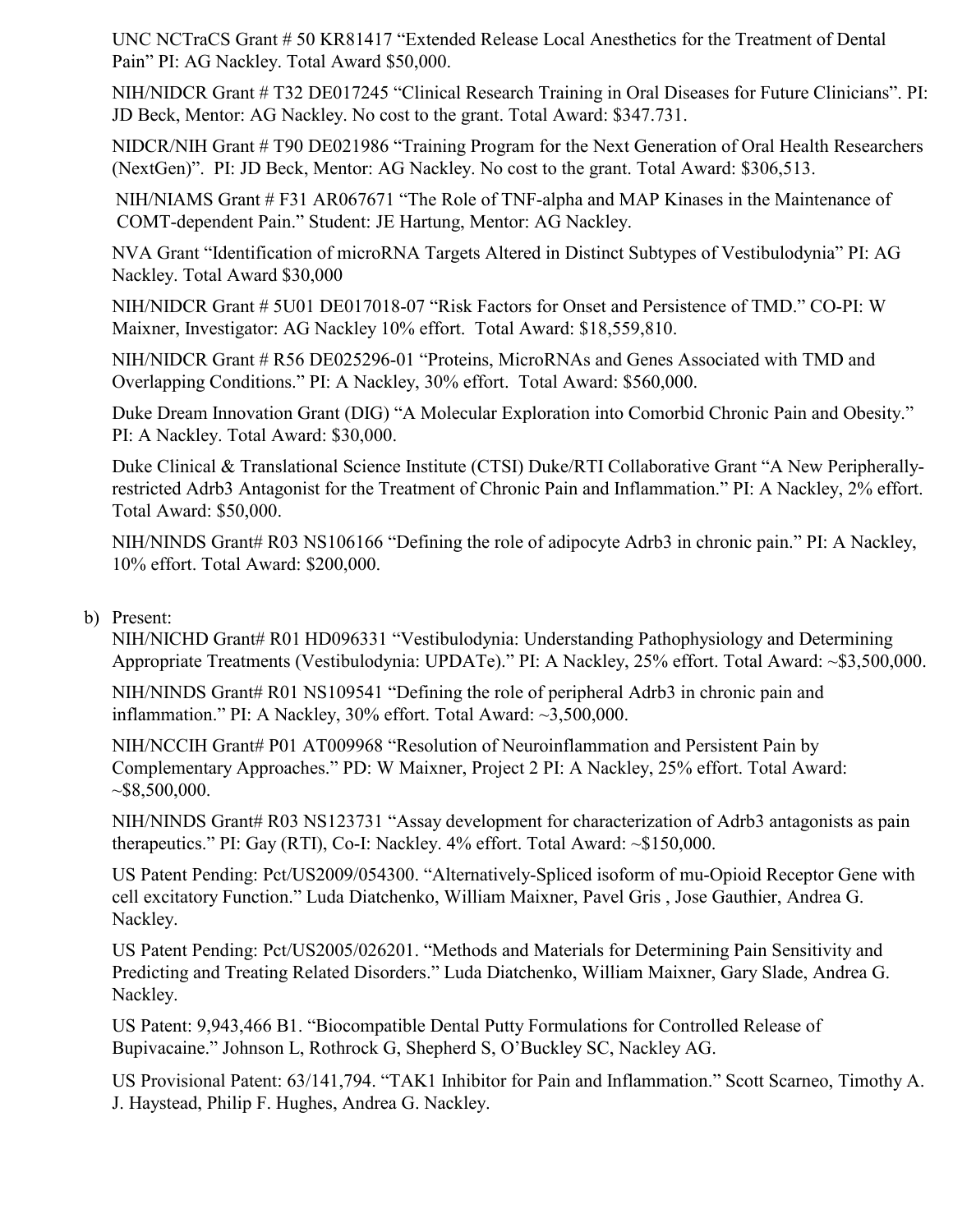UNC NCTraCS Grant # 50 KR81417 "Extended Release Local Anesthetics for the Treatment of Dental Pain" PI: AG Nackley. Total Award $50,000.

NIH/NIDCR Grant # T32 DE017245 "Clinical Research Training in Oral Diseases for Future Clinicians". PI: JD Beck, Mentor: AG Nackley. No cost to the grant. Total Award: $347.731.

NIDCR/NIH Grant # T90 DE021986 "Training Program for the Next Generation of Oral Health Researchers (NextGen)". PI: JD Beck, Mentor: AG Nackley. No cost to the grant. Total Award: $306,513.

NIH/NIAMS Grant # F31 AR067671 "The Role of TNF-alpha and MAP Kinases in the Maintenance of COMT-dependent Pain." Student: JE Hartung, Mentor: AG Nackley.

NVA Grant "Identification of microRNA Targets Altered in Distinct Subtypes of Vestibulodynia" PI: AG Nackley. Total Award $30,000

NIH/NIDCR Grant # 5U01 DE017018-07 "Risk Factors for Onset and Persistence of TMD." CO-PI: W Maixner, Investigator: AG Nackley 10% effort. Total Award: $18,559,810.

NIH/NIDCR Grant # R56 DE025296-01 "Proteins, MicroRNAs and Genes Associated with TMD and Overlapping Conditions." PI: A Nackley, 30% effort. Total Award: $560,000.

Duke Dream Innovation Grant (DIG) "A Molecular Exploration into Comorbid Chronic Pain and Obesity." PI: A Nackley. Total Award: $30,000.

Duke Clinical & Translational Science Institute (CTSI) Duke/RTI Collaborative Grant "A New Peripherally-restricted Adrb3 Antagonist for the Treatment of Chronic Pain and Inflammation." PI: A Nackley, 2% effort. Total Award: $50,000.

NIH/NINDS Grant# R03 NS106166 "Defining the role of adipocyte Adrb3 in chronic pain." PI: A Nackley, 10% effort. Total Award: $200,000.

b) Present:

NIH/NICHD Grant# R01 HD096331 "Vestibulodynia: Understanding Pathophysiology and Determining Appropriate Treatments (Vestibulodynia: UPDATe)." PI: A Nackley, 25% effort. Total Award: ~$3,500,000.

NIH/NINDS Grant# R01 NS109541 "Defining the role of peripheral Adrb3 in chronic pain and inflammation." PI: A Nackley, 30% effort. Total Award: ~3,500,000.

NIH/NCCIH Grant# P01 AT009968 "Resolution of Neuroinflammation and Persistent Pain by Complementary Approaches." PD: W Maixner, Project 2 PI: A Nackley, 25% effort. Total Award: ~$8,500,000.

NIH/NINDS Grant# R03 NS123731 "Assay development for characterization of Adrb3 antagonists as pain therapeutics." PI: Gay (RTI), Co-I: Nackley. 4% effort. Total Award: ~$150,000.

US Patent Pending: Pct/US2009/054300. "Alternatively-Spliced isoform of mu-Opioid Receptor Gene with cell excitatory Function." Luda Diatchenko, William Maixner, Pavel Gris , Jose Gauthier, Andrea G. Nackley.

US Patent Pending: Pct/US2005/026201. "Methods and Materials for Determining Pain Sensitivity and Predicting and Treating Related Disorders." Luda Diatchenko, William Maixner, Gary Slade, Andrea G. Nackley.

US Patent: 9,943,466 B1. "Biocompatible Dental Putty Formulations for Controlled Release of Bupivacaine." Johnson L, Rothrock G, Shepherd S, O'Buckley SC, Nackley AG.

US Provisional Patent: 63/141,794. "TAK1 Inhibitor for Pain and Inflammation." Scott Scarneo, Timothy A. J. Haystead, Philip F. Hughes, Andrea G. Nackley.